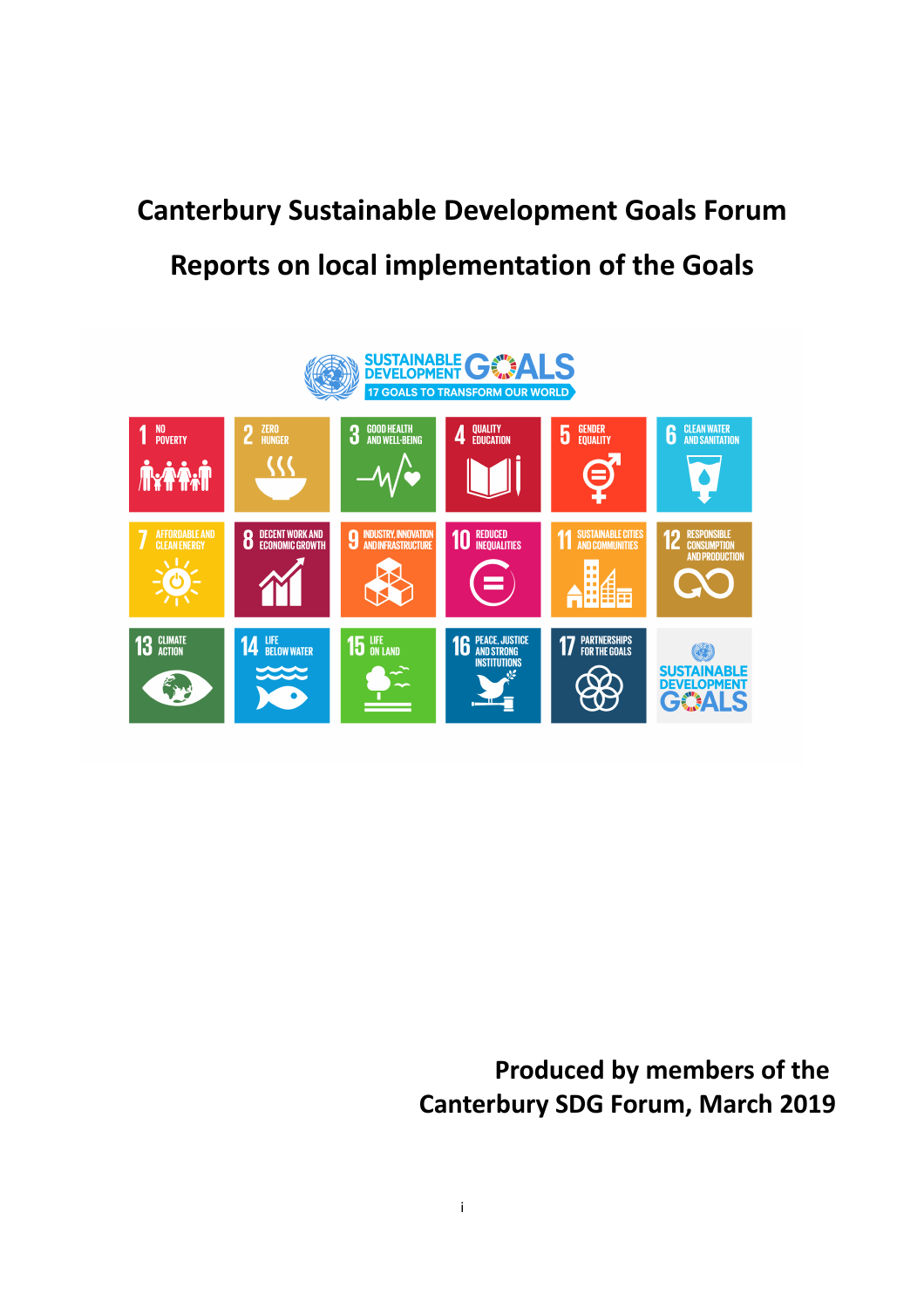# Canterbury Sustainable Development Goals Forum

## Reports on local implementation of the Goals

Produced by members of the Canterbury SDG Forum, March 2019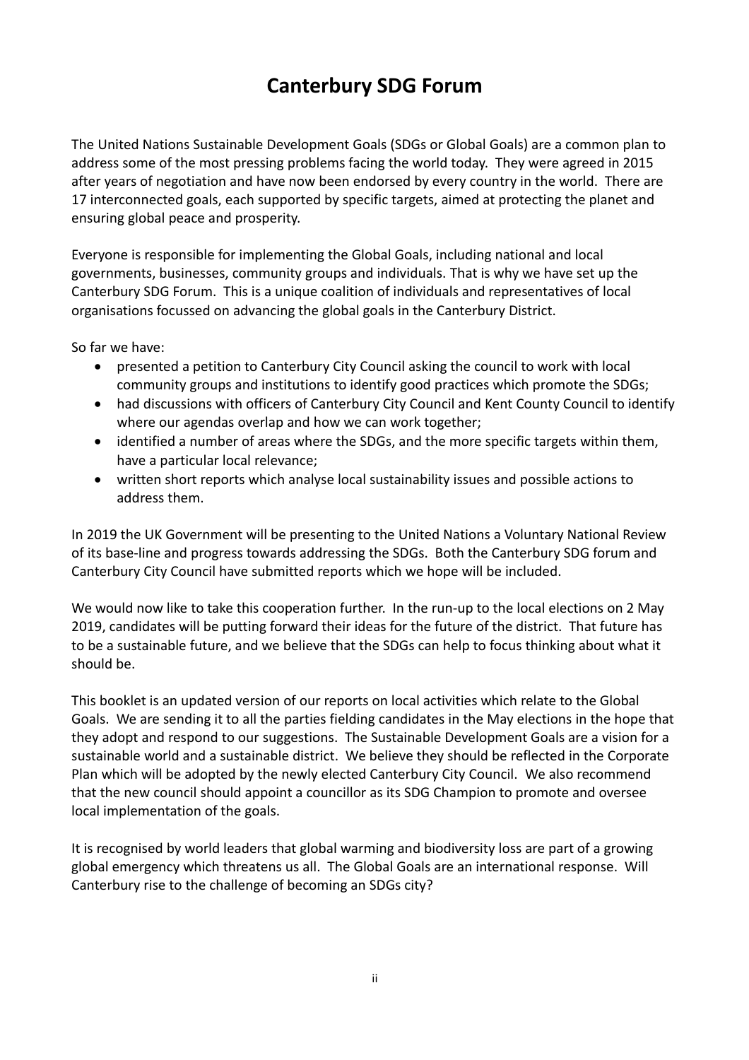# Canterbury SDG Forum

The United Nations Sustainable Development Goals (SDGs or Global Goals) are a common plan to address some of the most pressing problems facing the world today. They were agreed in 2015 after years of negotiation and have now been endorsed by every country in the world. There are 17 interconnected goals, each supported by specific targets, aimed at protecting the planet and ensuring global peace and prosperity.

Everyone is responsible for implementing the Global Goals, including national and local governments, businesses, community groups and individuals. That is why we have set up the Canterbury SDG Forum. This is a unique coalition of individuals and representatives of local organisations focussed on advancing the global goals in the Canterbury District.

So far we have:

- presented a petition to Canterbury City Council asking the council to work with local community groups and institutions to identify good practices which promote the SDGs;
- had discussions with officers of Canterbury City Council and Kent County Council to identify where our agendas overlap and how we can work together;
- identified a number of areas where the SDGs, and the more specific targets within them, have a particular local relevance;
- written short reports which analyse local sustainability issues and possible actions to address them.

In 2019 the UK Government will be presenting to the United Nations a Voluntary National Review of its base-line and progress towards addressing the SDGs. Both the Canterbury SDG forum and Canterbury City Council have submitted reports which we hope will be included.

We would now like to take this cooperation further. In the run-up to the local elections on 2 May 2019, candidates will be putting forward their ideas for the future of the district. That future has to be a sustainable future, and we believe that the SDGs can help to focus thinking about what it should be.

This booklet is an updated version of our reports on local activities which relate to the Global Goals. We are sending it to all the parties fielding candidates in the May elections in the hope that they adopt and respond to our suggestions. The Sustainable Development Goals are a vision for a sustainable world and a sustainable district. We believe they should be reflected in the Corporate Plan which will be adopted by the newly elected Canterbury City Council. We also recommend that the new council should appoint a councillor as its SDG Champion to promote and oversee local implementation of the goals.

It is recognised by world leaders that global warming and biodiversity loss are part of a growing global emergency which threatens us all. The Global Goals are an international response. Will Canterbury rise to the challenge of becoming an SDGs city?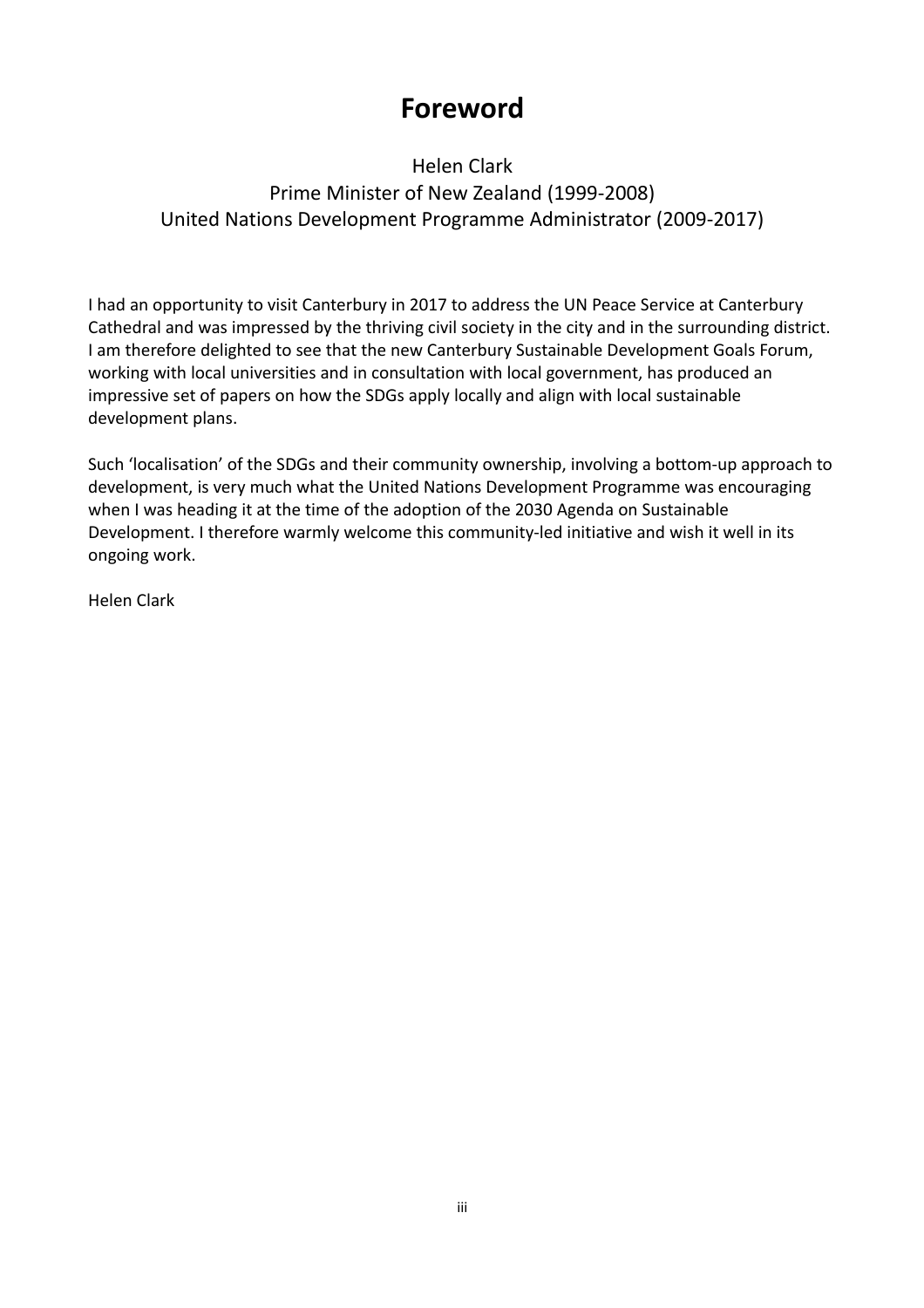# Foreword

Helen Clark
Prime Minister of New Zealand (1999-2008)
United Nations Development Programme Administrator (2009-2017)

I had an opportunity to visit Canterbury in 2017 to address the UN Peace Service at Canterbury Cathedral and was impressed by the thriving civil society in the city and in the surrounding district. I am therefore delighted to see that the new Canterbury Sustainable Development Goals Forum, working with local universities and in consultation with local government, has produced an impressive set of papers on how the SDGs apply locally and align with local sustainable development plans.

Such 'localisation' of the SDGs and their community ownership, involving a bottom-up approach to development, is very much what the United Nations Development Programme was encouraging when I was heading it at the time of the adoption of the 2030 Agenda on Sustainable Development. I therefore warmly welcome this community-led initiative and wish it well in its ongoing work.

Helen Clark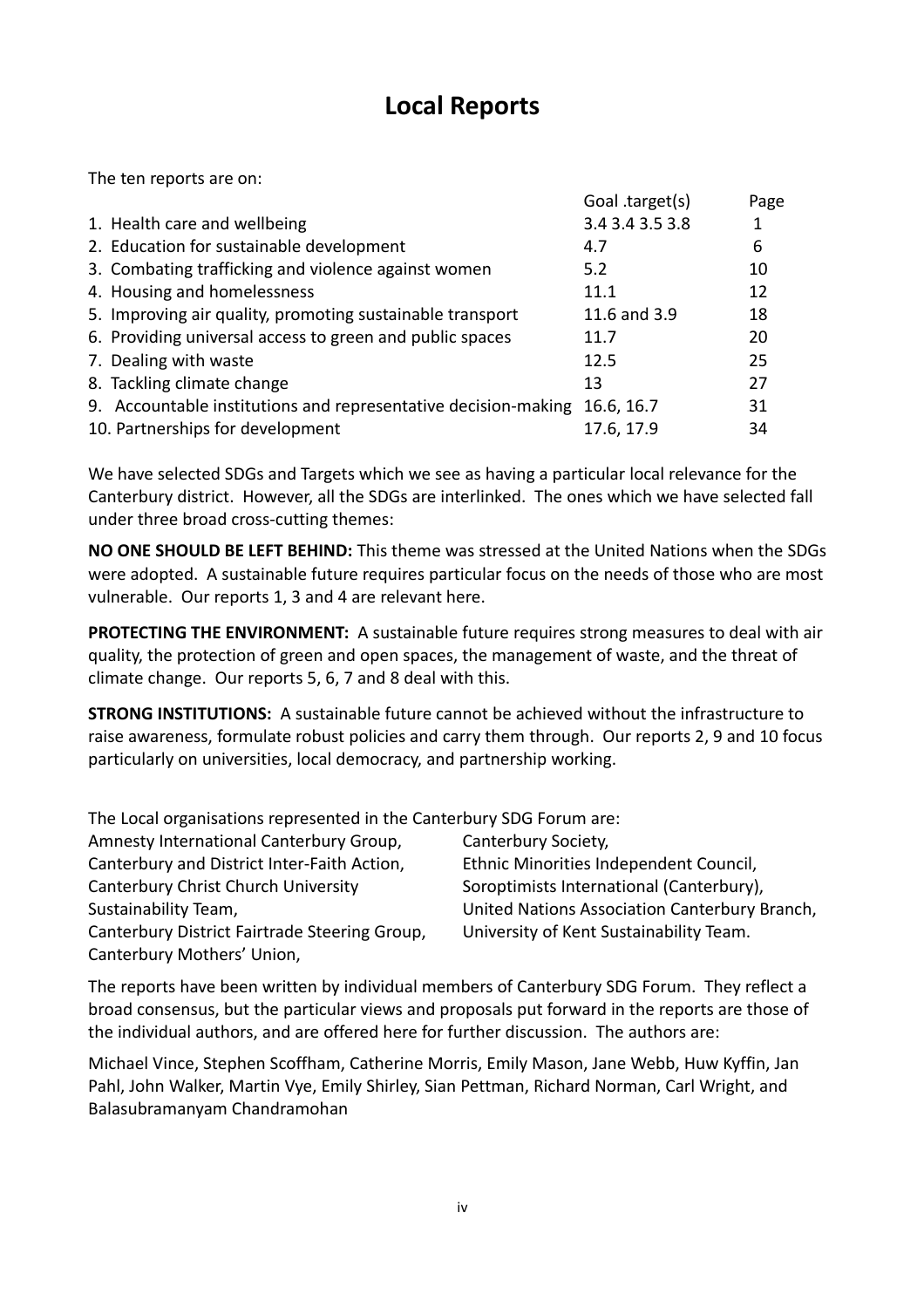# Local Reports

The ten reports are on:

| | Goal .target(s) | Page |
|---|---|---|
| 1. Health care and wellbeing | 3.4 3.4 3.5 3.8 | 1 |
| 2. Education for sustainable development | 4.7 | 6 |
| 3. Combating trafficking and violence against women | 5.2 | 10 |
| 4. Housing and homelessness | 11.1 | 12 |
| 5. Improving air quality, promoting sustainable transport | 11.6 and 3.9 | 18 |
| 6. Providing universal access to green and public spaces | 11.7 | 20 |
| 7. Dealing with waste | 12.5 | 25 |
| 8. Tackling climate change | 13 | 27 |
| 9. Accountable institutions and representative decision-making | 16.6, 16.7 | 31 |
| 10. Partnerships for development | 17.6, 17.9 | 34 |

We have selected SDGs and Targets which we see as having a particular local relevance for the Canterbury district. However, all the SDGs are interlinked. The ones which we have selected fall under three broad cross-cutting themes:

**NO ONE SHOULD BE LEFT BEHIND:** This theme was stressed at the United Nations when the SDGs were adopted. A sustainable future requires particular focus on the needs of those who are most vulnerable. Our reports 1, 3 and 4 are relevant here.

**PROTECTING THE ENVIRONMENT:** A sustainable future requires strong measures to deal with air quality, the protection of green and open spaces, the management of waste, and the threat of climate change. Our reports 5, 6, 7 and 8 deal with this.

**STRONG INSTITUTIONS:** A sustainable future cannot be achieved without the infrastructure to raise awareness, formulate robust policies and carry them through. Our reports 2, 9 and 10 focus particularly on universities, local democracy, and partnership working.

The Local organisations represented in the Canterbury SDG Forum are:

Amnesty International Canterbury Group,
Canterbury and District Inter-Faith Action,
Canterbury Christ Church University Sustainability Team,
Canterbury District Fairtrade Steering Group,
Canterbury Mothers' Union,
Canterbury Society,
Ethnic Minorities Independent Council,
Soroptimists International (Canterbury),
United Nations Association Canterbury Branch,
University of Kent Sustainability Team.

The reports have been written by individual members of Canterbury SDG Forum. They reflect a broad consensus, but the particular views and proposals put forward in the reports are those of the individual authors, and are offered here for further discussion. The authors are:

Michael Vince, Stephen Scoffham, Catherine Morris, Emily Mason, Jane Webb, Huw Kyffin, Jan Pahl, John Walker, Martin Vye, Emily Shirley, Sian Pettman, Richard Norman, Carl Wright, and Balasubramanyam Chandramohan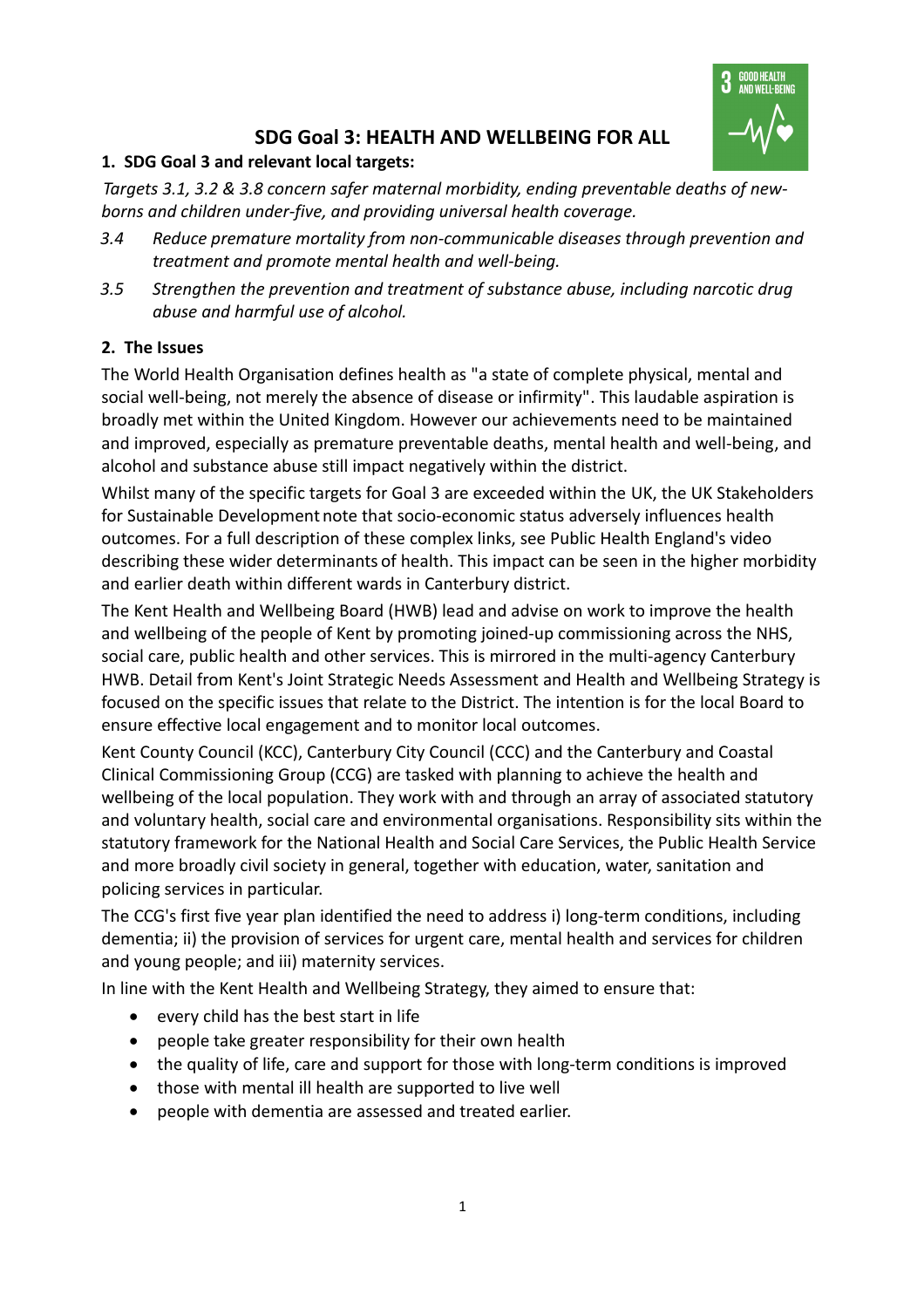# SDG Goal 3: HEALTH AND WELLBEING FOR ALL

## 1. SDG Goal 3 and relevant local targets:

*Targets 3.1, 3.2 & 3.8 concern safer maternal morbidity, ending preventable deaths of new-borns and children under-five, and providing universal health coverage.*

*3.4 Reduce premature mortality from non-communicable diseases through prevention and treatment and promote mental health and well-being.*

*3.5 Strengthen the prevention and treatment of substance abuse, including narcotic drug abuse and harmful use of alcohol.*

## 2. The Issues

The World Health Organisation defines health as "a state of complete physical, mental and social well-being, not merely the absence of disease or infirmity". This laudable aspiration is broadly met within the United Kingdom. However our achievements need to be maintained and improved, especially as premature preventable deaths, mental health and well-being, and alcohol and substance abuse still impact negatively within the district.

Whilst many of the specific targets for Goal 3 are exceeded within the UK, the UK Stakeholders for Sustainable Development note that socio-economic status adversely influences health outcomes. For a full description of these complex links, see Public Health England's video describing these wider determinants of health. This impact can be seen in the higher morbidity and earlier death within different wards in Canterbury district.

The Kent Health and Wellbeing Board (HWB) lead and advise on work to improve the health and wellbeing of the people of Kent by promoting joined-up commissioning across the NHS, social care, public health and other services. This is mirrored in the multi-agency Canterbury HWB. Detail from Kent's Joint Strategic Needs Assessment and Health and Wellbeing Strategy is focused on the specific issues that relate to the District. The intention is for the local Board to ensure effective local engagement and to monitor local outcomes.

Kent County Council (KCC), Canterbury City Council (CCC) and the Canterbury and Coastal Clinical Commissioning Group (CCG) are tasked with planning to achieve the health and wellbeing of the local population. They work with and through an array of associated statutory and voluntary health, social care and environmental organisations. Responsibility sits within the statutory framework for the National Health and Social Care Services, the Public Health Service and more broadly civil society in general, together with education, water, sanitation and policing services in particular.

The CCG's first five year plan identified the need to address i) long-term conditions, including dementia; ii) the provision of services for urgent care, mental health and services for children and young people; and iii) maternity services.

In line with the Kent Health and Wellbeing Strategy, they aimed to ensure that:

- every child has the best start in life
- people take greater responsibility for their own health
- the quality of life, care and support for those with long-term conditions is improved
- those with mental ill health are supported to live well
- people with dementia are assessed and treated earlier.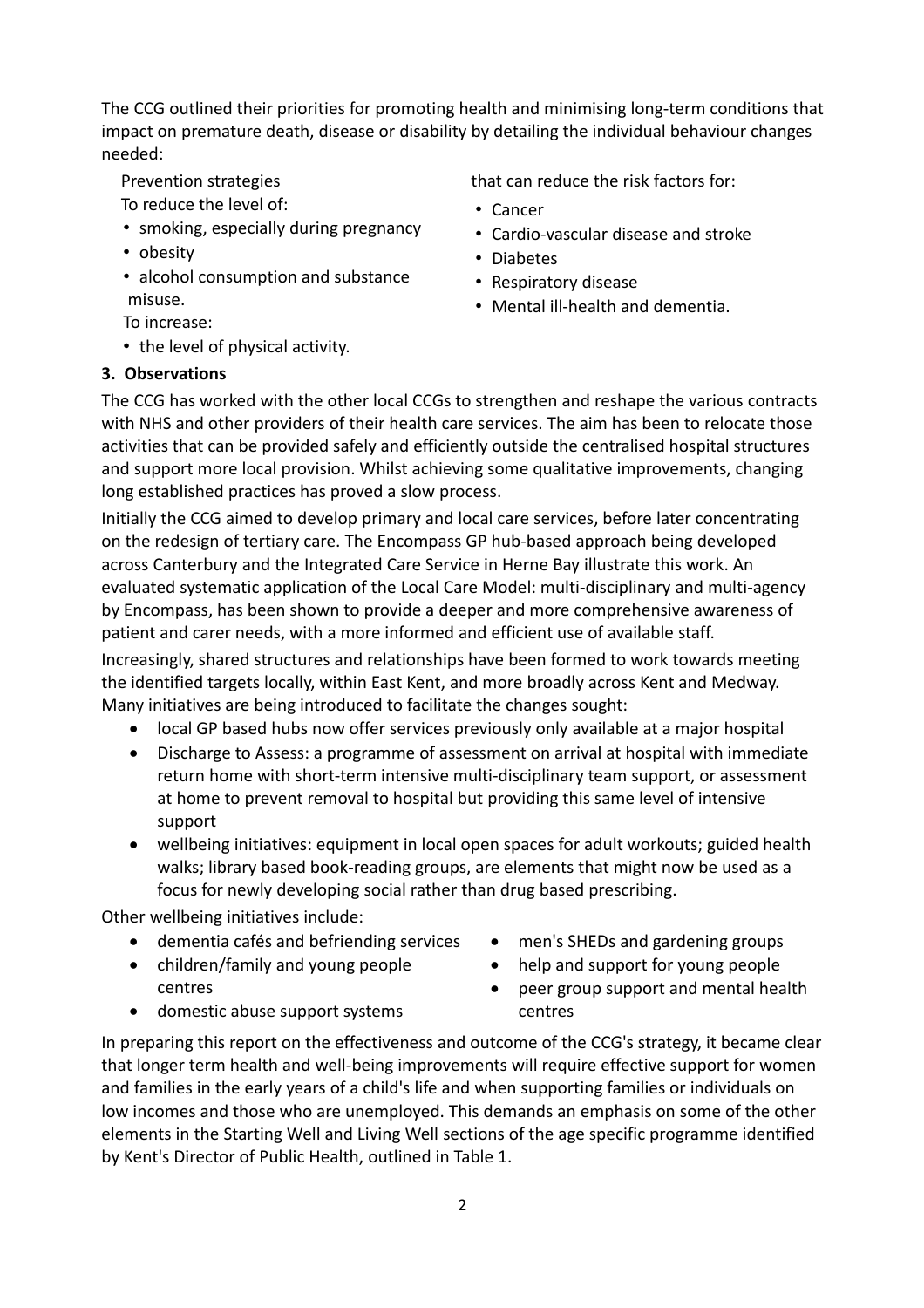The CCG outlined their priorities for promoting health and minimising long-term conditions that impact on premature death, disease or disability by detailing the individual behaviour changes needed:

Prevention strategies

To reduce the level of:

- smoking, especially during pregnancy
- obesity
- alcohol consumption and substance misuse.

To increase:

- the level of physical activity.

that can reduce the risk factors for:

- Cancer
- Cardio-vascular disease and stroke
- Diabetes
- Respiratory disease
- Mental ill-health and dementia.

**3. Observations**

The CCG has worked with the other local CCGs to strengthen and reshape the various contracts with NHS and other providers of their health care services. The aim has been to relocate those activities that can be provided safely and efficiently outside the centralised hospital structures and support more local provision. Whilst achieving some qualitative improvements, changing long established practices has proved a slow process.

Initially the CCG aimed to develop primary and local care services, before later concentrating on the redesign of tertiary care. The Encompass GP hub-based approach being developed across Canterbury and the Integrated Care Service in Herne Bay illustrate this work. An evaluated systematic application of the Local Care Model: multi-disciplinary and multi-agency by Encompass, has been shown to provide a deeper and more comprehensive awareness of patient and carer needs, with a more informed and efficient use of available staff.

Increasingly, shared structures and relationships have been formed to work towards meeting the identified targets locally, within East Kent, and more broadly across Kent and Medway. Many initiatives are being introduced to facilitate the changes sought:

- local GP based hubs now offer services previously only available at a major hospital
- Discharge to Assess: a programme of assessment on arrival at hospital with immediate return home with short-term intensive multi-disciplinary team support, or assessment at home to prevent removal to hospital but providing this same level of intensive support
- wellbeing initiatives: equipment in local open spaces for adult workouts; guided health walks; library based book-reading groups, are elements that might now be used as a focus for newly developing social rather than drug based prescribing.

Other wellbeing initiatives include:

- dementia cafés and befriending services
- children/family and young people centres
- domestic abuse support systems
- men's SHEDs and gardening groups
- help and support for young people
- peer group support and mental health centres

In preparing this report on the effectiveness and outcome of the CCG's strategy, it became clear that longer term health and well-being improvements will require effective support for women and families in the early years of a child's life and when supporting families or individuals on low incomes and those who are unemployed. This demands an emphasis on some of the other elements in the Starting Well and Living Well sections of the age specific programme identified by Kent's Director of Public Health, outlined in Table 1.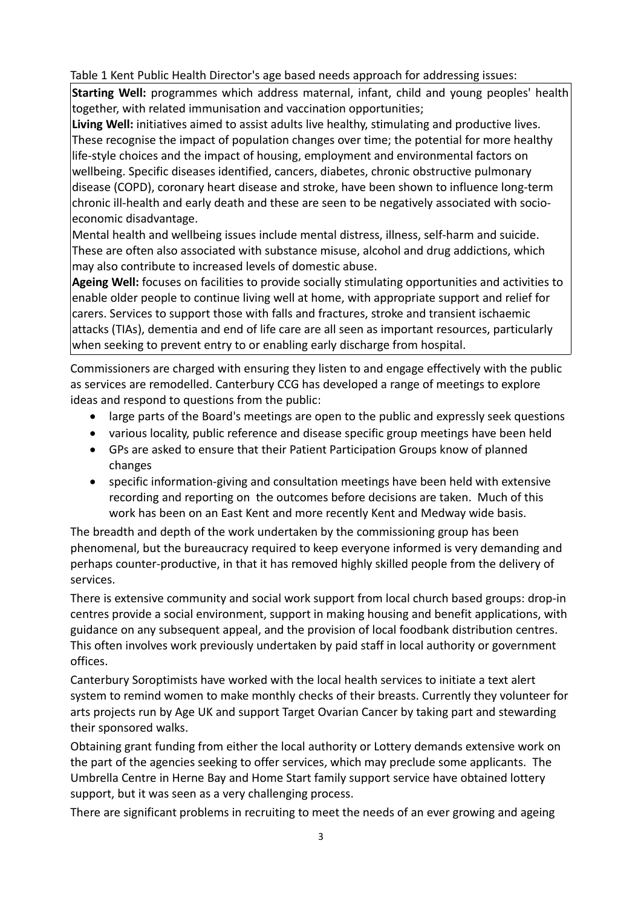Table 1 Kent Public Health Director's age based needs approach for addressing issues:

**Starting Well:** programmes which address maternal, infant, child and young peoples' health together, with related immunisation and vaccination opportunities;

**Living Well:** initiatives aimed to assist adults live healthy, stimulating and productive lives. These recognise the impact of population changes over time; the potential for more healthy life-style choices and the impact of housing, employment and environmental factors on wellbeing. Specific diseases identified, cancers, diabetes, chronic obstructive pulmonary disease (COPD), coronary heart disease and stroke, have been shown to influence long-term chronic ill-health and early death and these are seen to be negatively associated with socio-economic disadvantage.

Mental health and wellbeing issues include mental distress, illness, self-harm and suicide. These are often also associated with substance misuse, alcohol and drug addictions, which may also contribute to increased levels of domestic abuse.

**Ageing Well:** focuses on facilities to provide socially stimulating opportunities and activities to enable older people to continue living well at home, with appropriate support and relief for carers. Services to support those with falls and fractures, stroke and transient ischaemic attacks (TIAs), dementia and end of life care are all seen as important resources, particularly when seeking to prevent entry to or enabling early discharge from hospital.

Commissioners are charged with ensuring they listen to and engage effectively with the public as services are remodelled. Canterbury CCG has developed a range of meetings to explore ideas and respond to questions from the public:

- large parts of the Board's meetings are open to the public and expressly seek questions
- various locality, public reference and disease specific group meetings have been held
- GPs are asked to ensure that their Patient Participation Groups know of planned changes
- specific information-giving and consultation meetings have been held with extensive recording and reporting on the outcomes before decisions are taken. Much of this work has been on an East Kent and more recently Kent and Medway wide basis.

The breadth and depth of the work undertaken by the commissioning group has been phenomenal, but the bureaucracy required to keep everyone informed is very demanding and perhaps counter-productive, in that it has removed highly skilled people from the delivery of services.

There is extensive community and social work support from local church based groups: drop-in centres provide a social environment, support in making housing and benefit applications, with guidance on any subsequent appeal, and the provision of local foodbank distribution centres. This often involves work previously undertaken by paid staff in local authority or government offices.

Canterbury Soroptimists have worked with the local health services to initiate a text alert system to remind women to make monthly checks of their breasts. Currently they volunteer for arts projects run by Age UK and support Target Ovarian Cancer by taking part and stewarding their sponsored walks.

Obtaining grant funding from either the local authority or Lottery demands extensive work on the part of the agencies seeking to offer services, which may preclude some applicants. The Umbrella Centre in Herne Bay and Home Start family support service have obtained lottery support, but it was seen as a very challenging process.

There are significant problems in recruiting to meet the needs of an ever growing and ageing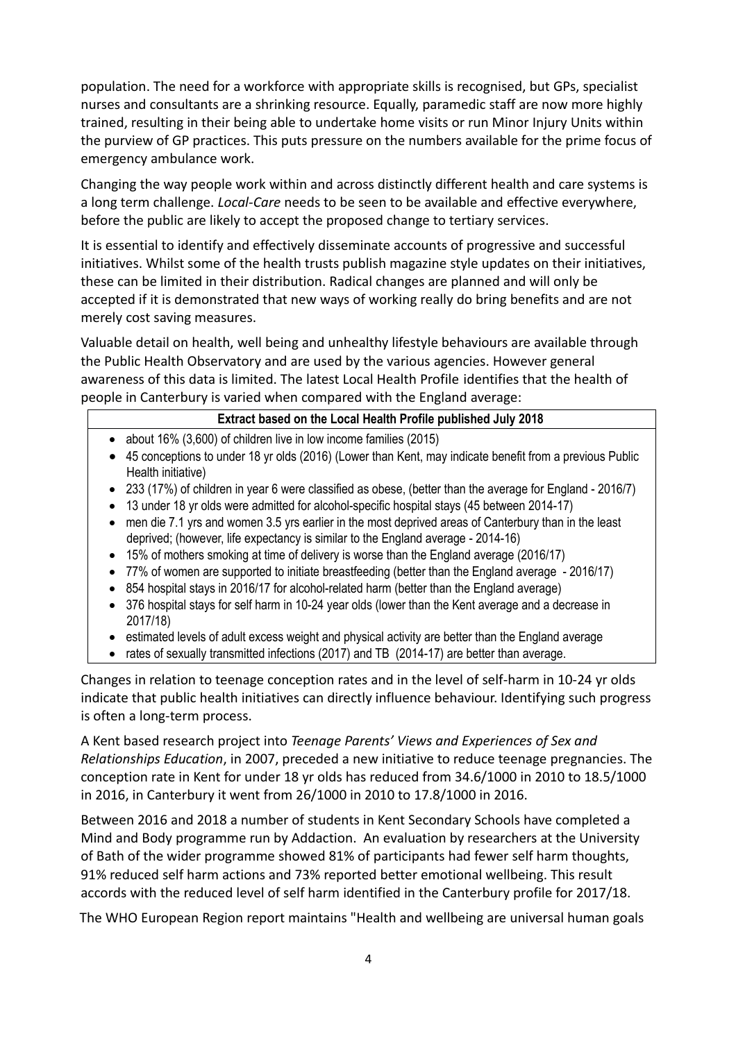population. The need for a workforce with appropriate skills is recognised, but GPs, specialist nurses and consultants are a shrinking resource. Equally, paramedic staff are now more highly trained, resulting in their being able to undertake home visits or run Minor Injury Units within the purview of GP practices. This puts pressure on the numbers available for the prime focus of emergency ambulance work.

Changing the way people work within and across distinctly different health and care systems is a long term challenge. *Local-Care* needs to be seen to be available and effective everywhere, before the public are likely to accept the proposed change to tertiary services.

It is essential to identify and effectively disseminate accounts of progressive and successful initiatives. Whilst some of the health trusts publish magazine style updates on their initiatives, these can be limited in their distribution. Radical changes are planned and will only be accepted if it is demonstrated that new ways of working really do bring benefits and are not merely cost saving measures.

Valuable detail on health, well being and unhealthy lifestyle behaviours are available through the Public Health Observatory and are used by the various agencies. However general awareness of this data is limited. The latest Local Health Profile identifies that the health of people in Canterbury is varied when compared with the England average:

**Extract based on the Local Health Profile published July 2018**

- about 16% (3,600) of children live in low income families (2015)
- 45 conceptions to under 18 yr olds (2016) (Lower than Kent, may indicate benefit from a previous Public Health initiative)
- 233 (17%) of children in year 6 were classified as obese, (better than the average for England - 2016/7)
- 13 under 18 yr olds were admitted for alcohol-specific hospital stays (45 between 2014-17)
- men die 7.1 yrs and women 3.5 yrs earlier in the most deprived areas of Canterbury than in the least deprived; (however, life expectancy is similar to the England average - 2014-16)
- 15% of mothers smoking at time of delivery is worse than the England average (2016/17)
- 77% of women are supported to initiate breastfeeding (better than the England average - 2016/17)
- 854 hospital stays in 2016/17 for alcohol-related harm (better than the England average)
- 376 hospital stays for self harm in 10-24 year olds (lower than the Kent average and a decrease in 2017/18)
- estimated levels of adult excess weight and physical activity are better than the England average
- rates of sexually transmitted infections (2017) and TB (2014-17) are better than average.

Changes in relation to teenage conception rates and in the level of self-harm in 10-24 yr olds indicate that public health initiatives can directly influence behaviour. Identifying such progress is often a long-term process.

A Kent based research project into *Teenage Parents' Views and Experiences of Sex and Relationships Education*, in 2007, preceded a new initiative to reduce teenage pregnancies. The conception rate in Kent for under 18 yr olds has reduced from 34.6/1000 in 2010 to 18.5/1000 in 2016, in Canterbury it went from 26/1000 in 2010 to 17.8/1000 in 2016.

Between 2016 and 2018 a number of students in Kent Secondary Schools have completed a Mind and Body programme run by Addaction. An evaluation by researchers at the University of Bath of the wider programme showed 81% of participants had fewer self harm thoughts, 91% reduced self harm actions and 73% reported better emotional wellbeing. This result accords with the reduced level of self harm identified in the Canterbury profile for 2017/18.

The WHO European Region report maintains "Health and wellbeing are universal human goals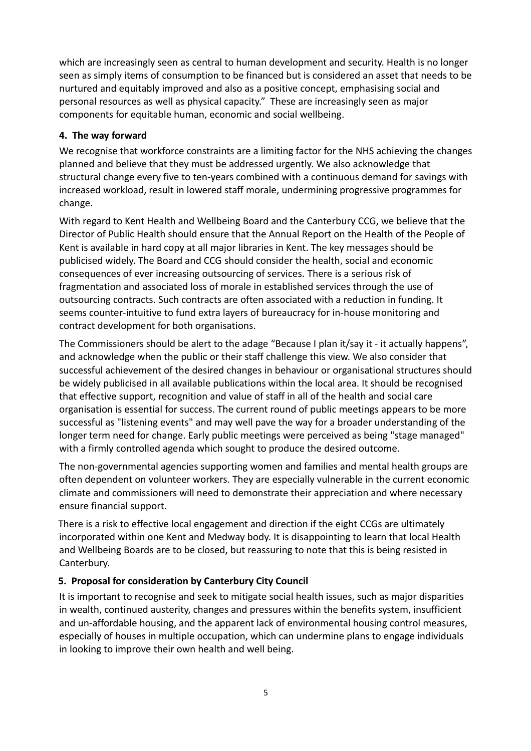which are increasingly seen as central to human development and security. Health is no longer seen as simply items of consumption to be financed but is considered an asset that needs to be nurtured and equitably improved and also as a positive concept, emphasising social and personal resources as well as physical capacity." These are increasingly seen as major components for equitable human, economic and social wellbeing.

## 4. The way forward

We recognise that workforce constraints are a limiting factor for the NHS achieving the changes planned and believe that they must be addressed urgently. We also acknowledge that structural change every five to ten-years combined with a continuous demand for savings with increased workload, result in lowered staff morale, undermining progressive programmes for change.

With regard to Kent Health and Wellbeing Board and the Canterbury CCG, we believe that the Director of Public Health should ensure that the Annual Report on the Health of the People of Kent is available in hard copy at all major libraries in Kent. The key messages should be publicised widely. The Board and CCG should consider the health, social and economic consequences of ever increasing outsourcing of services. There is a serious risk of fragmentation and associated loss of morale in established services through the use of outsourcing contracts. Such contracts are often associated with a reduction in funding. It seems counter-intuitive to fund extra layers of bureaucracy for in-house monitoring and contract development for both organisations.

The Commissioners should be alert to the adage "Because I plan it/say it - it actually happens", and acknowledge when the public or their staff challenge this view. We also consider that successful achievement of the desired changes in behaviour or organisational structures should be widely publicised in all available publications within the local area. It should be recognised that effective support, recognition and value of staff in all of the health and social care organisation is essential for success. The current round of public meetings appears to be more successful as "listening events" and may well pave the way for a broader understanding of the longer term need for change. Early public meetings were perceived as being "stage managed" with a firmly controlled agenda which sought to produce the desired outcome.

The non-governmental agencies supporting women and families and mental health groups are often dependent on volunteer workers. They are especially vulnerable in the current economic climate and commissioners will need to demonstrate their appreciation and where necessary ensure financial support.

There is a risk to effective local engagement and direction if the eight CCGs are ultimately incorporated within one Kent and Medway body. It is disappointing to learn that local Health and Wellbeing Boards are to be closed, but reassuring to note that this is being resisted in Canterbury.

## 5. Proposal for consideration by Canterbury City Council

It is important to recognise and seek to mitigate social health issues, such as major disparities in wealth, continued austerity, changes and pressures within the benefits system, insufficient and un-affordable housing, and the apparent lack of environmental housing control measures, especially of houses in multiple occupation, which can undermine plans to engage individuals in looking to improve their own health and well being.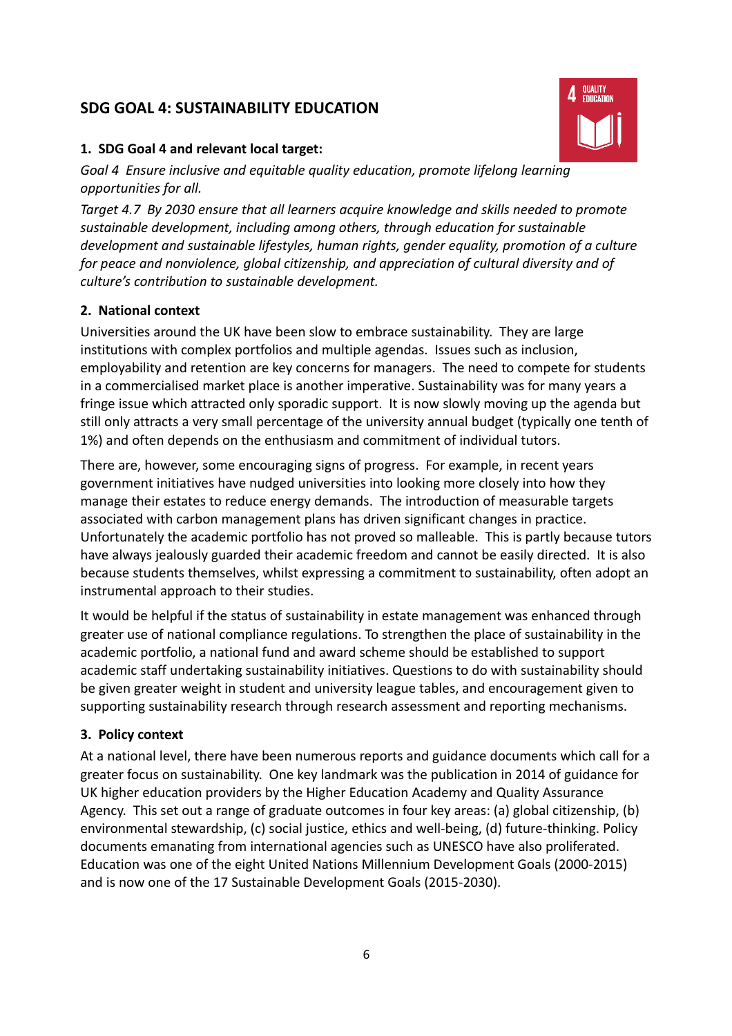## SDG GOAL 4: SUSTAINABILITY EDUCATION

### 1. SDG Goal 4 and relevant local target:

*Goal 4 Ensure inclusive and equitable quality education, promote lifelong learning opportunities for all.*

*Target 4.7 By 2030 ensure that all learners acquire knowledge and skills needed to promote sustainable development, including among others, through education for sustainable development and sustainable lifestyles, human rights, gender equality, promotion of a culture for peace and nonviolence, global citizenship, and appreciation of cultural diversity and of culture's contribution to sustainable development.*

### 2. National context

Universities around the UK have been slow to embrace sustainability. They are large institutions with complex portfolios and multiple agendas. Issues such as inclusion, employability and retention are key concerns for managers. The need to compete for students in a commercialised market place is another imperative. Sustainability was for many years a fringe issue which attracted only sporadic support. It is now slowly moving up the agenda but still only attracts a very small percentage of the university annual budget (typically one tenth of 1%) and often depends on the enthusiasm and commitment of individual tutors.

There are, however, some encouraging signs of progress. For example, in recent years government initiatives have nudged universities into looking more closely into how they manage their estates to reduce energy demands. The introduction of measurable targets associated with carbon management plans has driven significant changes in practice. Unfortunately the academic portfolio has not proved so malleable. This is partly because tutors have always jealously guarded their academic freedom and cannot be easily directed. It is also because students themselves, whilst expressing a commitment to sustainability, often adopt an instrumental approach to their studies.

It would be helpful if the status of sustainability in estate management was enhanced through greater use of national compliance regulations. To strengthen the place of sustainability in the academic portfolio, a national fund and award scheme should be established to support academic staff undertaking sustainability initiatives. Questions to do with sustainability should be given greater weight in student and university league tables, and encouragement given to supporting sustainability research through research assessment and reporting mechanisms.

### 3. Policy context

At a national level, there have been numerous reports and guidance documents which call for a greater focus on sustainability. One key landmark was the publication in 2014 of guidance for UK higher education providers by the Higher Education Academy and Quality Assurance Agency. This set out a range of graduate outcomes in four key areas: (a) global citizenship, (b) environmental stewardship, (c) social justice, ethics and well-being, (d) future-thinking. Policy documents emanating from international agencies such as UNESCO have also proliferated. Education was one of the eight United Nations Millennium Development Goals (2000-2015) and is now one of the 17 Sustainable Development Goals (2015-2030).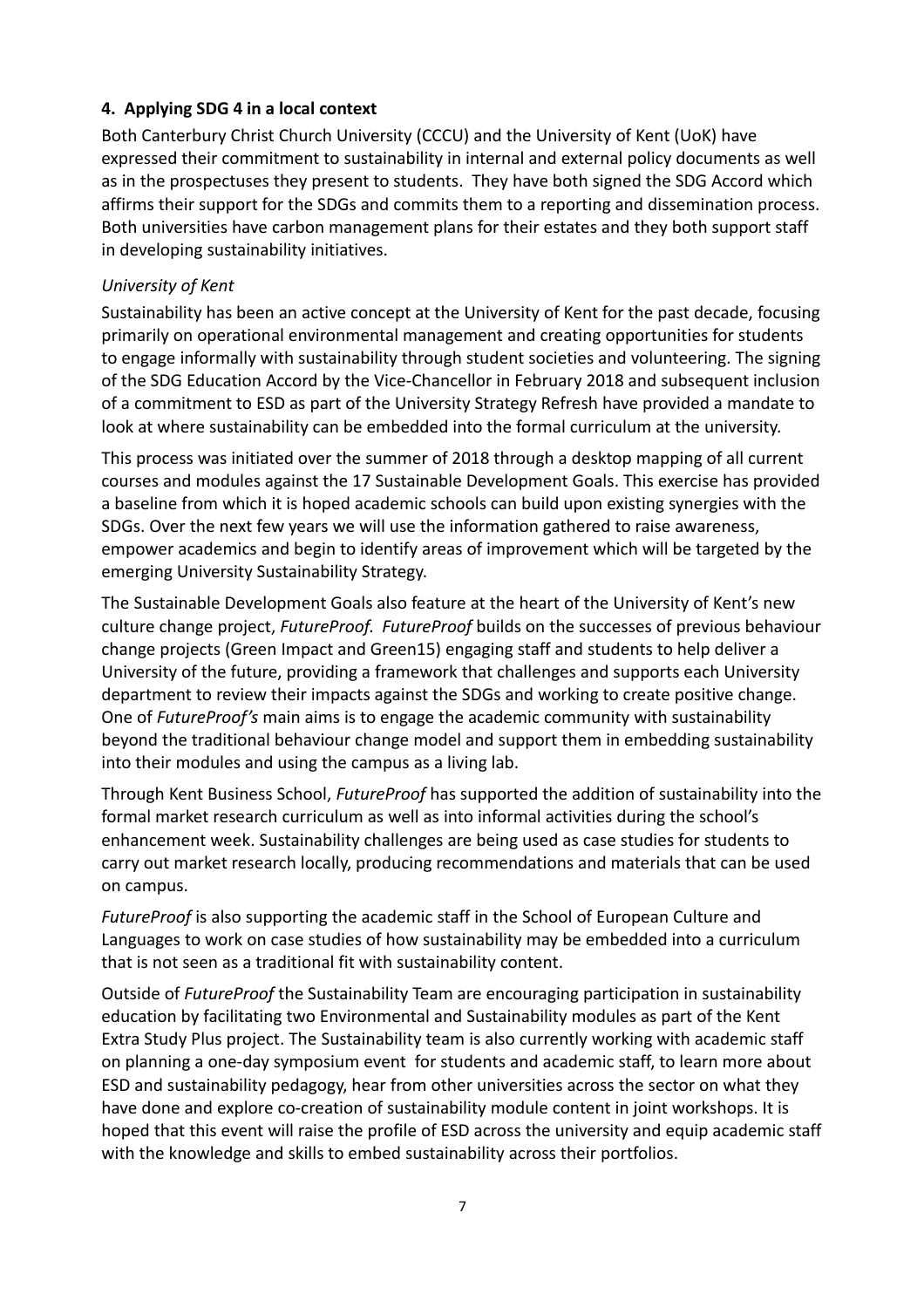## 4. Applying SDG 4 in a local context

Both Canterbury Christ Church University (CCCU) and the University of Kent (UoK) have expressed their commitment to sustainability in internal and external policy documents as well as in the prospectuses they present to students. They have both signed the SDG Accord which affirms their support for the SDGs and commits them to a reporting and dissemination process. Both universities have carbon management plans for their estates and they both support staff in developing sustainability initiatives.

### *University of Kent*

Sustainability has been an active concept at the University of Kent for the past decade, focusing primarily on operational environmental management and creating opportunities for students to engage informally with sustainability through student societies and volunteering. The signing of the SDG Education Accord by the Vice-Chancellor in February 2018 and subsequent inclusion of a commitment to ESD as part of the University Strategy Refresh have provided a mandate to look at where sustainability can be embedded into the formal curriculum at the university.

This process was initiated over the summer of 2018 through a desktop mapping of all current courses and modules against the 17 Sustainable Development Goals. This exercise has provided a baseline from which it is hoped academic schools can build upon existing synergies with the SDGs. Over the next few years we will use the information gathered to raise awareness, empower academics and begin to identify areas of improvement which will be targeted by the emerging University Sustainability Strategy.

The Sustainable Development Goals also feature at the heart of the University of Kent's new culture change project, *FutureProof*. *FutureProof* builds on the successes of previous behaviour change projects (Green Impact and Green15) engaging staff and students to help deliver a University of the future, providing a framework that challenges and supports each University department to review their impacts against the SDGs and working to create positive change. One of *FutureProof's* main aims is to engage the academic community with sustainability beyond the traditional behaviour change model and support them in embedding sustainability into their modules and using the campus as a living lab.

Through Kent Business School, *FutureProof* has supported the addition of sustainability into the formal market research curriculum as well as into informal activities during the school's enhancement week. Sustainability challenges are being used as case studies for students to carry out market research locally, producing recommendations and materials that can be used on campus.

*FutureProof* is also supporting the academic staff in the School of European Culture and Languages to work on case studies of how sustainability may be embedded into a curriculum that is not seen as a traditional fit with sustainability content.

Outside of *FutureProof* the Sustainability Team are encouraging participation in sustainability education by facilitating two Environmental and Sustainability modules as part of the Kent Extra Study Plus project. The Sustainability team is also currently working with academic staff on planning a one-day symposium event for students and academic staff, to learn more about ESD and sustainability pedagogy, hear from other universities across the sector on what they have done and explore co-creation of sustainability module content in joint workshops. It is hoped that this event will raise the profile of ESD across the university and equip academic staff with the knowledge and skills to embed sustainability across their portfolios.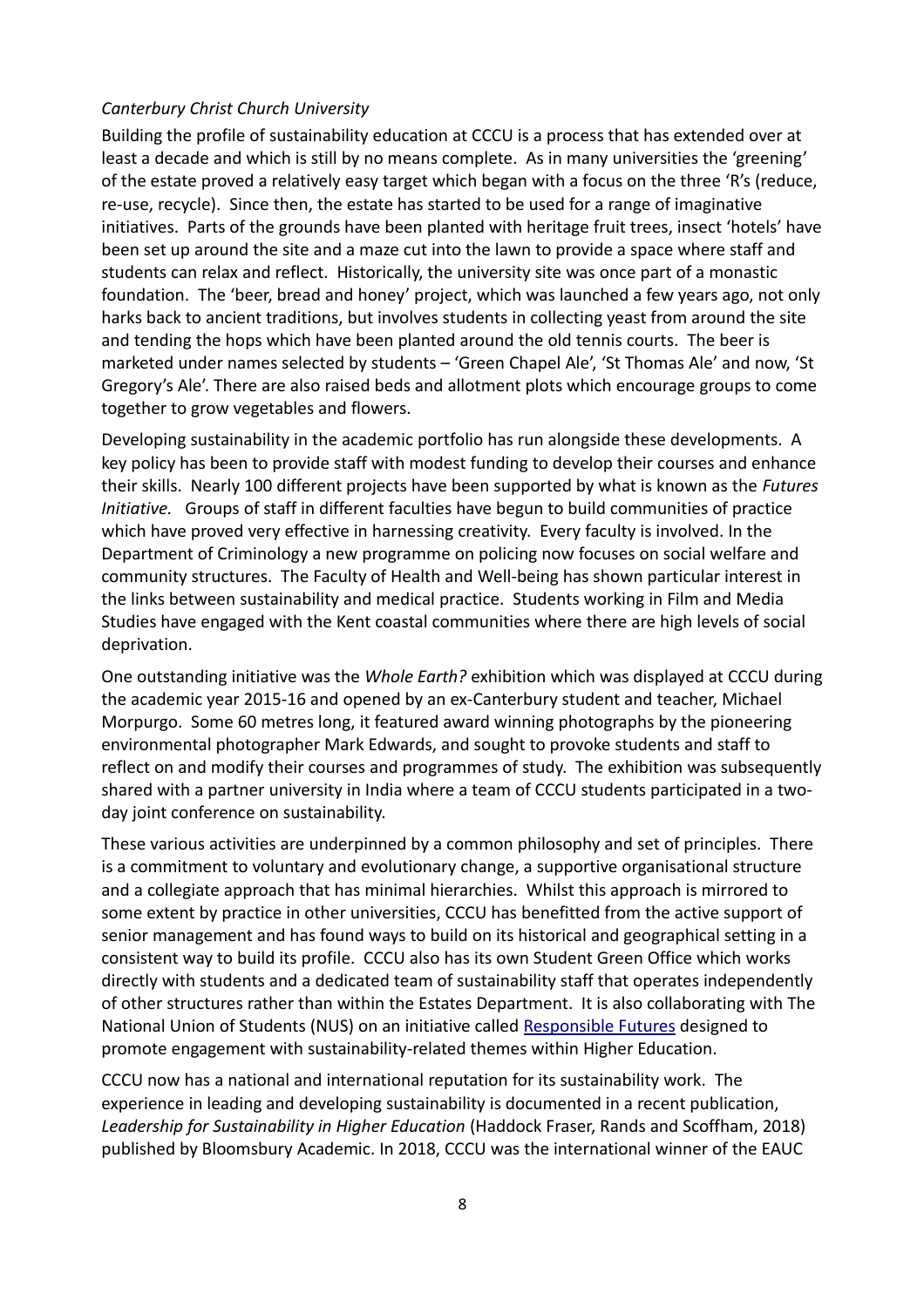*Canterbury Christ Church University*

Building the profile of sustainability education at CCCU is a process that has extended over at least a decade and which is still by no means complete. As in many universities the 'greening' of the estate proved a relatively easy target which began with a focus on the three 'R's (reduce, re-use, recycle). Since then, the estate has started to be used for a range of imaginative initiatives. Parts of the grounds have been planted with heritage fruit trees, insect 'hotels' have been set up around the site and a maze cut into the lawn to provide a space where staff and students can relax and reflect. Historically, the university site was once part of a monastic foundation. The 'beer, bread and honey' project, which was launched a few years ago, not only harks back to ancient traditions, but involves students in collecting yeast from around the site and tending the hops which have been planted around the old tennis courts. The beer is marketed under names selected by students – 'Green Chapel Ale', 'St Thomas Ale' and now, 'St Gregory's Ale'. There are also raised beds and allotment plots which encourage groups to come together to grow vegetables and flowers.

Developing sustainability in the academic portfolio has run alongside these developments. A key policy has been to provide staff with modest funding to develop their courses and enhance their skills. Nearly 100 different projects have been supported by what is known as the *Futures Initiative.* Groups of staff in different faculties have begun to build communities of practice which have proved very effective in harnessing creativity. Every faculty is involved. In the Department of Criminology a new programme on policing now focuses on social welfare and community structures. The Faculty of Health and Well-being has shown particular interest in the links between sustainability and medical practice. Students working in Film and Media Studies have engaged with the Kent coastal communities where there are high levels of social deprivation.

One outstanding initiative was the *Whole Earth?* exhibition which was displayed at CCCU during the academic year 2015-16 and opened by an ex-Canterbury student and teacher, Michael Morpurgo. Some 60 metres long, it featured award winning photographs by the pioneering environmental photographer Mark Edwards, and sought to provoke students and staff to reflect on and modify their courses and programmes of study. The exhibition was subsequently shared with a partner university in India where a team of CCCU students participated in a two-day joint conference on sustainability.

These various activities are underpinned by a common philosophy and set of principles. There is a commitment to voluntary and evolutionary change, a supportive organisational structure and a collegiate approach that has minimal hierarchies. Whilst this approach is mirrored to some extent by practice in other universities, CCCU has benefitted from the active support of senior management and has found ways to build on its historical and geographical setting in a consistent way to build its profile. CCCU also has its own Student Green Office which works directly with students and a dedicated team of sustainability staff that operates independently of other structures rather than within the Estates Department. It is also collaborating with The National Union of Students (NUS) on an initiative called Responsible Futures designed to promote engagement with sustainability-related themes within Higher Education.

CCCU now has a national and international reputation for its sustainability work. The experience in leading and developing sustainability is documented in a recent publication, *Leadership for Sustainability in Higher Education* (Haddock Fraser, Rands and Scoffham, 2018) published by Bloomsbury Academic. In 2018, CCCU was the international winner of the EAUC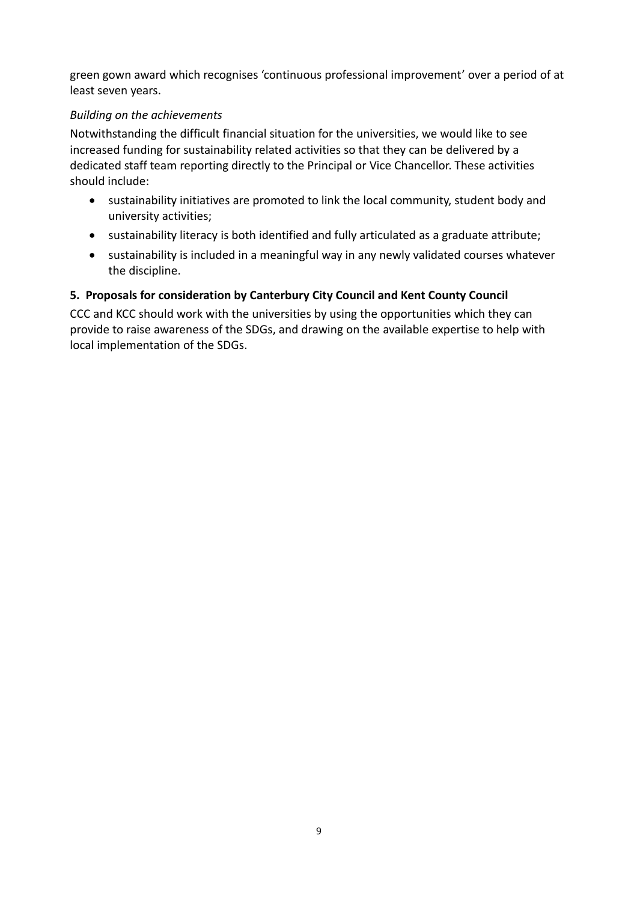green gown award which recognises ‘continuous professional improvement’ over a period of at least seven years.

*Building on the achievements*

Notwithstanding the difficult financial situation for the universities, we would like to see increased funding for sustainability related activities so that they can be delivered by a dedicated staff team reporting directly to the Principal or Vice Chancellor. These activities should include:

- sustainability initiatives are promoted to link the local community, student body and university activities;
- sustainability literacy is both identified and fully articulated as a graduate attribute;
- sustainability is included in a meaningful way in any newly validated courses whatever the discipline.

## 5. Proposals for consideration by Canterbury City Council and Kent County Council

CCC and KCC should work with the universities by using the opportunities which they can provide to raise awareness of the SDGs, and drawing on the available expertise to help with local implementation of the SDGs.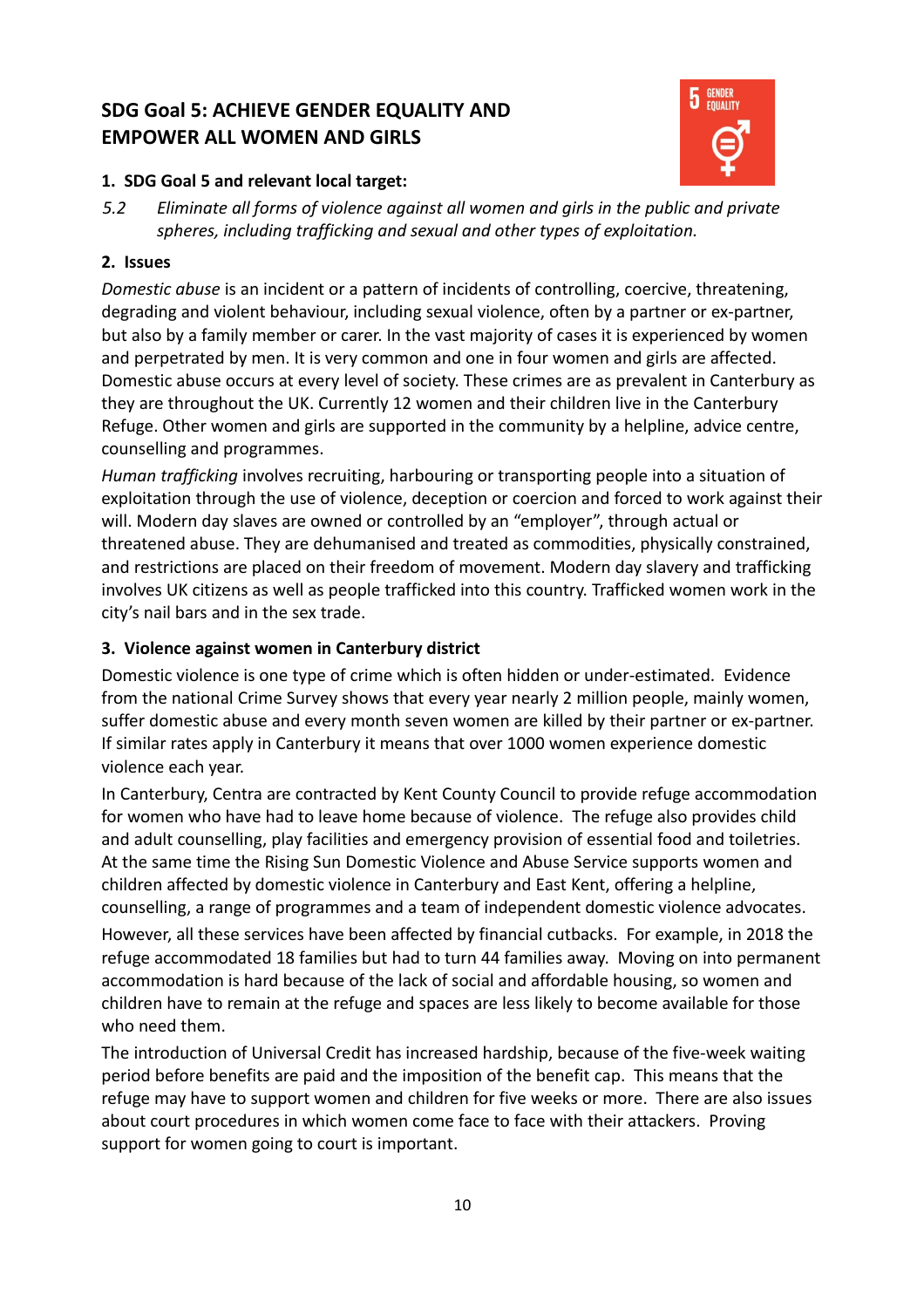# SDG Goal 5: ACHIEVE GENDER EQUALITY AND EMPOWER ALL WOMEN AND GIRLS

## 1. SDG Goal 5 and relevant local target:

*5.2 Eliminate all forms of violence against all women and girls in the public and private spheres, including trafficking and sexual and other types of exploitation.*

## 2. Issues

*Domestic abuse* is an incident or a pattern of incidents of controlling, coercive, threatening, degrading and violent behaviour, including sexual violence, often by a partner or ex-partner, but also by a family member or carer. In the vast majority of cases it is experienced by women and perpetrated by men. It is very common and one in four women and girls are affected. Domestic abuse occurs at every level of society. These crimes are as prevalent in Canterbury as they are throughout the UK. Currently 12 women and their children live in the Canterbury Refuge. Other women and girls are supported in the community by a helpline, advice centre, counselling and programmes.

*Human trafficking* involves recruiting, harbouring or transporting people into a situation of exploitation through the use of violence, deception or coercion and forced to work against their will. Modern day slaves are owned or controlled by an "employer", through actual or threatened abuse. They are dehumanised and treated as commodities, physically constrained, and restrictions are placed on their freedom of movement. Modern day slavery and trafficking involves UK citizens as well as people trafficked into this country. Trafficked women work in the city's nail bars and in the sex trade.

## 3. Violence against women in Canterbury district

Domestic violence is one type of crime which is often hidden or under-estimated. Evidence from the national Crime Survey shows that every year nearly 2 million people, mainly women, suffer domestic abuse and every month seven women are killed by their partner or ex-partner. If similar rates apply in Canterbury it means that over 1000 women experience domestic violence each year.

In Canterbury, Centra are contracted by Kent County Council to provide refuge accommodation for women who have had to leave home because of violence. The refuge also provides child and adult counselling, play facilities and emergency provision of essential food and toiletries. At the same time the Rising Sun Domestic Violence and Abuse Service supports women and children affected by domestic violence in Canterbury and East Kent, offering a helpline, counselling, a range of programmes and a team of independent domestic violence advocates.

However, all these services have been affected by financial cutbacks. For example, in 2018 the refuge accommodated 18 families but had to turn 44 families away. Moving on into permanent accommodation is hard because of the lack of social and affordable housing, so women and children have to remain at the refuge and spaces are less likely to become available for those who need them.

The introduction of Universal Credit has increased hardship, because of the five-week waiting period before benefits are paid and the imposition of the benefit cap. This means that the refuge may have to support women and children for five weeks or more. There are also issues about court procedures in which women come face to face with their attackers. Proving support for women going to court is important.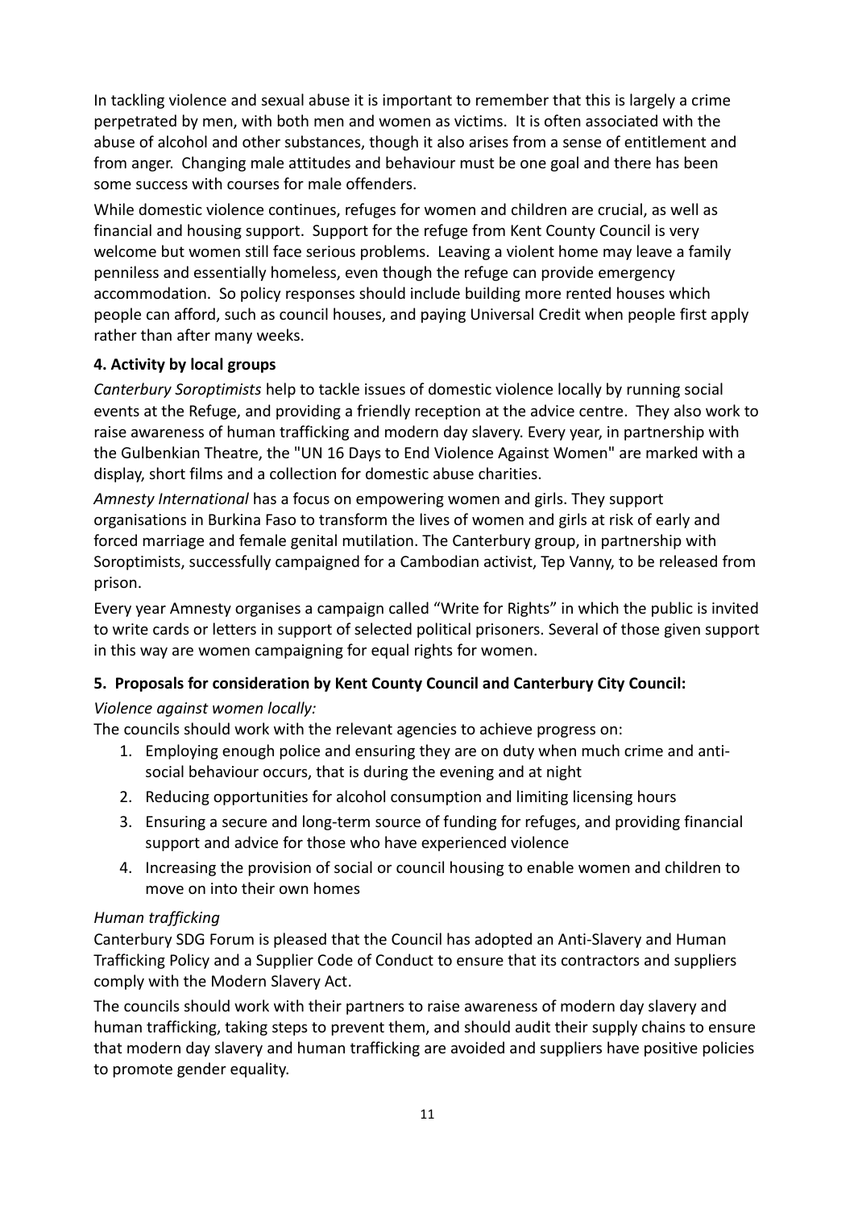In tackling violence and sexual abuse it is important to remember that this is largely a crime perpetrated by men, with both men and women as victims. It is often associated with the abuse of alcohol and other substances, though it also arises from a sense of entitlement and from anger. Changing male attitudes and behaviour must be one goal and there has been some success with courses for male offenders.

While domestic violence continues, refuges for women and children are crucial, as well as financial and housing support. Support for the refuge from Kent County Council is very welcome but women still face serious problems. Leaving a violent home may leave a family penniless and essentially homeless, even though the refuge can provide emergency accommodation. So policy responses should include building more rented houses which people can afford, such as council houses, and paying Universal Credit when people first apply rather than after many weeks.

### 4. Activity by local groups

*Canterbury Soroptimists* help to tackle issues of domestic violence locally by running social events at the Refuge, and providing a friendly reception at the advice centre. They also work to raise awareness of human trafficking and modern day slavery. Every year, in partnership with the Gulbenkian Theatre, the "UN 16 Days to End Violence Against Women" are marked with a display, short films and a collection for domestic abuse charities.

*Amnesty International* has a focus on empowering women and girls. They support organisations in Burkina Faso to transform the lives of women and girls at risk of early and forced marriage and female genital mutilation. The Canterbury group, in partnership with Soroptimists, successfully campaigned for a Cambodian activist, Tep Vanny, to be released from prison.

Every year Amnesty organises a campaign called "Write for Rights" in which the public is invited to write cards or letters in support of selected political prisoners. Several of those given support in this way are women campaigning for equal rights for women.

### 5. Proposals for consideration by Kent County Council and Canterbury City Council:

*Violence against women locally:*

The councils should work with the relevant agencies to achieve progress on:

1. Employing enough police and ensuring they are on duty when much crime and anti-social behaviour occurs, that is during the evening and at night
2. Reducing opportunities for alcohol consumption and limiting licensing hours
3. Ensuring a secure and long-term source of funding for refuges, and providing financial support and advice for those who have experienced violence
4. Increasing the provision of social or council housing to enable women and children to move on into their own homes

*Human trafficking*

Canterbury SDG Forum is pleased that the Council has adopted an Anti-Slavery and Human Trafficking Policy and a Supplier Code of Conduct to ensure that its contractors and suppliers comply with the Modern Slavery Act.

The councils should work with their partners to raise awareness of modern day slavery and human trafficking, taking steps to prevent them, and should audit their supply chains to ensure that modern day slavery and human trafficking are avoided and suppliers have positive policies to promote gender equality.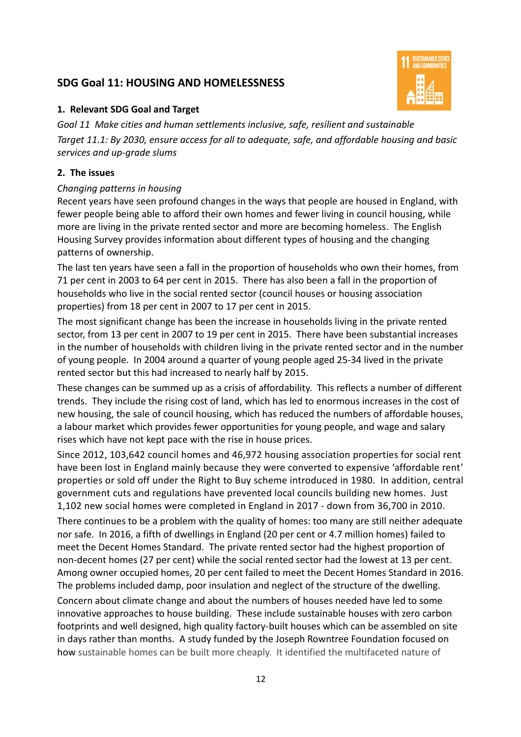## SDG Goal 11: HOUSING AND HOMELESSNESS

### 1. Relevant SDG Goal and Target

*Goal 11 Make cities and human settlements inclusive, safe, resilient and sustainable*

*Target 11.1: By 2030, ensure access for all to adequate, safe, and affordable housing and basic services and up-grade slums*

### 2. The issues

*Changing patterns in housing*

Recent years have seen profound changes in the ways that people are housed in England, with fewer people being able to afford their own homes and fewer living in council housing, while more are living in the private rented sector and more are becoming homeless. The English Housing Survey provides information about different types of housing and the changing patterns of ownership.

The last ten years have seen a fall in the proportion of households who own their homes, from 71 per cent in 2003 to 64 per cent in 2015. There has also been a fall in the proportion of households who live in the social rented sector (council houses or housing association properties) from 18 per cent in 2007 to 17 per cent in 2015.

The most significant change has been the increase in households living in the private rented sector, from 13 per cent in 2007 to 19 per cent in 2015. There have been substantial increases in the number of households with children living in the private rented sector and in the number of young people. In 2004 around a quarter of young people aged 25-34 lived in the private rented sector but this had increased to nearly half by 2015.

These changes can be summed up as a crisis of affordability. This reflects a number of different trends. They include the rising cost of land, which has led to enormous increases in the cost of new housing, the sale of council housing, which has reduced the numbers of affordable houses, a labour market which provides fewer opportunities for young people, and wage and salary rises which have not kept pace with the rise in house prices.

Since 2012, 103,642 council homes and 46,972 housing association properties for social rent have been lost in England mainly because they were converted to expensive 'affordable rent' properties or sold off under the Right to Buy scheme introduced in 1980. In addition, central government cuts and regulations have prevented local councils building new homes. Just 1,102 new social homes were completed in England in 2017 - down from 36,700 in 2010.

There continues to be a problem with the quality of homes: too many are still neither adequate nor safe. In 2016, a fifth of dwellings in England (20 per cent or 4.7 million homes) failed to meet the Decent Homes Standard. The private rented sector had the highest proportion of non-decent homes (27 per cent) while the social rented sector had the lowest at 13 per cent. Among owner occupied homes, 20 per cent failed to meet the Decent Homes Standard in 2016. The problems included damp, poor insulation and neglect of the structure of the dwelling.

Concern about climate change and about the numbers of houses needed have led to some innovative approaches to house building. These include sustainable houses with zero carbon footprints and well designed, high quality factory-built houses which can be assembled on site in days rather than months. A study funded by the Joseph Rowntree Foundation focused on how sustainable homes can be built more cheaply. It identified the multifaceted nature of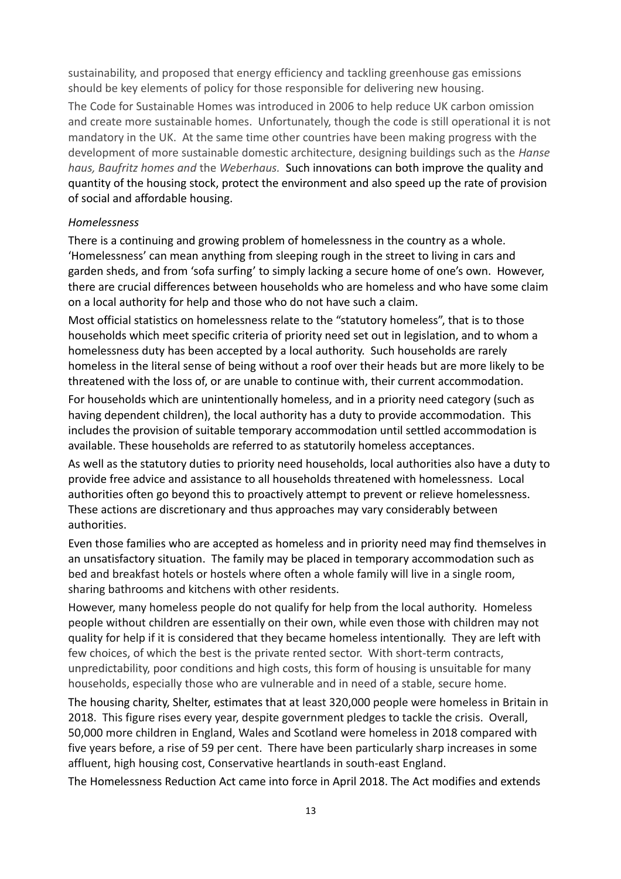sustainability, and proposed that energy efficiency and tackling greenhouse gas emissions should be key elements of policy for those responsible for delivering new housing.

The Code for Sustainable Homes was introduced in 2006 to help reduce UK carbon omission and create more sustainable homes. Unfortunately, though the code is still operational it is not mandatory in the UK. At the same time other countries have been making progress with the development of more sustainable domestic architecture, designing buildings such as the *Hanse haus, Baufritz homes and* the *Weberhaus.* Such innovations can both improve the quality and quantity of the housing stock, protect the environment and also speed up the rate of provision of social and affordable housing.

*Homelessness*

There is a continuing and growing problem of homelessness in the country as a whole. 'Homelessness' can mean anything from sleeping rough in the street to living in cars and garden sheds, and from 'sofa surfing' to simply lacking a secure home of one's own. However, there are crucial differences between households who are homeless and who have some claim on a local authority for help and those who do not have such a claim.

Most official statistics on homelessness relate to the "statutory homeless", that is to those households which meet specific criteria of priority need set out in legislation, and to whom a homelessness duty has been accepted by a local authority. Such households are rarely homeless in the literal sense of being without a roof over their heads but are more likely to be threatened with the loss of, or are unable to continue with, their current accommodation.

For households which are unintentionally homeless, and in a priority need category (such as having dependent children), the local authority has a duty to provide accommodation. This includes the provision of suitable temporary accommodation until settled accommodation is available. These households are referred to as statutorily homeless acceptances.

As well as the statutory duties to priority need households, local authorities also have a duty to provide free advice and assistance to all households threatened with homelessness. Local authorities often go beyond this to proactively attempt to prevent or relieve homelessness. These actions are discretionary and thus approaches may vary considerably between authorities.

Even those families who are accepted as homeless and in priority need may find themselves in an unsatisfactory situation. The family may be placed in temporary accommodation such as bed and breakfast hotels or hostels where often a whole family will live in a single room, sharing bathrooms and kitchens with other residents.

However, many homeless people do not qualify for help from the local authority. Homeless people without children are essentially on their own, while even those with children may not quality for help if it is considered that they became homeless intentionally. They are left with few choices, of which the best is the private rented sector. With short-term contracts, unpredictability, poor conditions and high costs, this form of housing is unsuitable for many households, especially those who are vulnerable and in need of a stable, secure home.

The housing charity, Shelter, estimates that at least 320,000 people were homeless in Britain in 2018. This figure rises every year, despite government pledges to tackle the crisis. Overall, 50,000 more children in England, Wales and Scotland were homeless in 2018 compared with five years before, a rise of 59 per cent. There have been particularly sharp increases in some affluent, high housing cost, Conservative heartlands in south-east England.

The Homelessness Reduction Act came into force in April 2018. The Act modifies and extends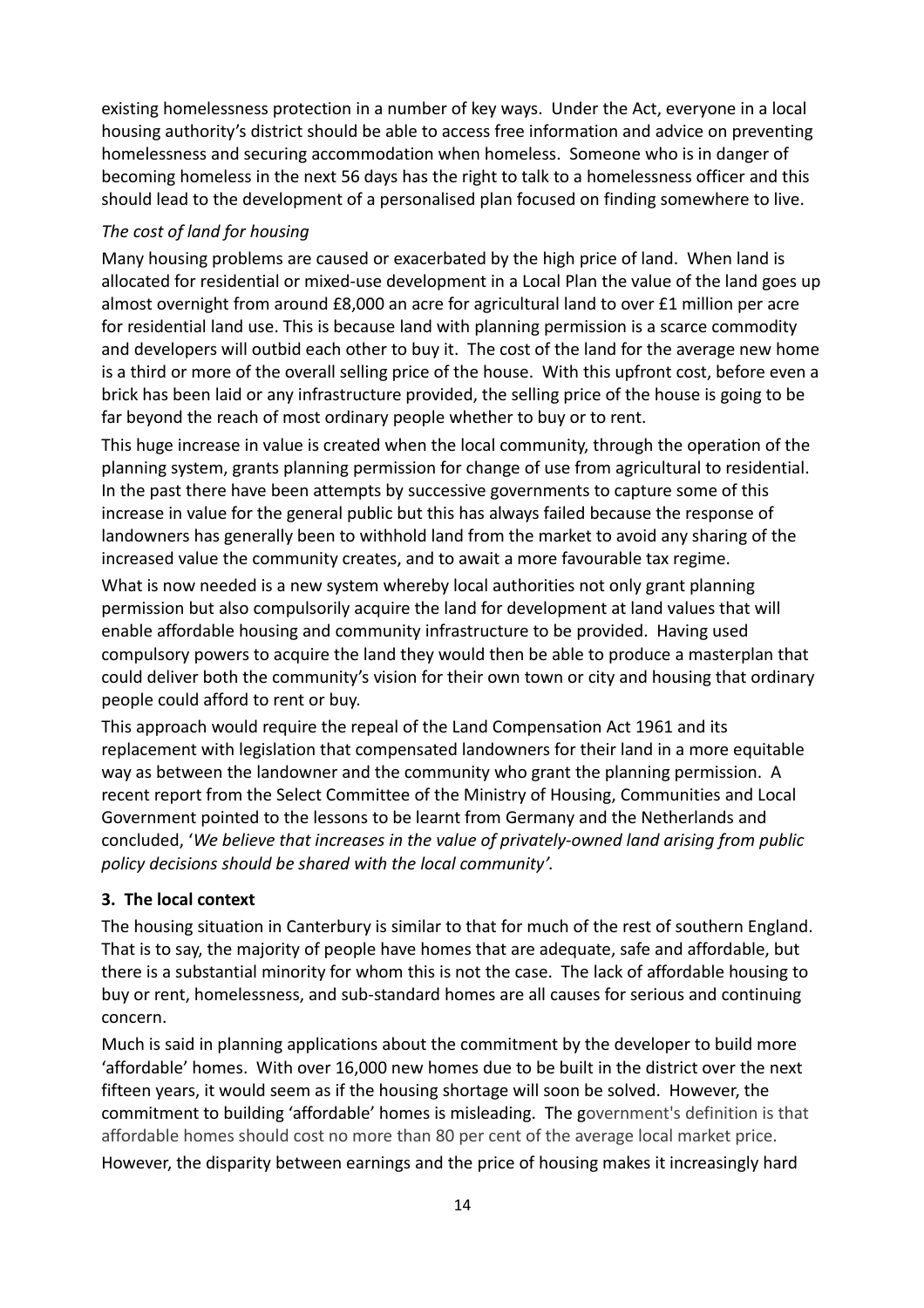existing homelessness protection in a number of key ways. Under the Act, everyone in a local housing authority's district should be able to access free information and advice on preventing homelessness and securing accommodation when homeless. Someone who is in danger of becoming homeless in the next 56 days has the right to talk to a homelessness officer and this should lead to the development of a personalised plan focused on finding somewhere to live.

*The cost of land for housing*

Many housing problems are caused or exacerbated by the high price of land. When land is allocated for residential or mixed-use development in a Local Plan the value of the land goes up almost overnight from around £8,000 an acre for agricultural land to over £1 million per acre for residential land use. This is because land with planning permission is a scarce commodity and developers will outbid each other to buy it. The cost of the land for the average new home is a third or more of the overall selling price of the house. With this upfront cost, before even a brick has been laid or any infrastructure provided, the selling price of the house is going to be far beyond the reach of most ordinary people whether to buy or to rent.

This huge increase in value is created when the local community, through the operation of the planning system, grants planning permission for change of use from agricultural to residential. In the past there have been attempts by successive governments to capture some of this increase in value for the general public but this has always failed because the response of landowners has generally been to withhold land from the market to avoid any sharing of the increased value the community creates, and to await a more favourable tax regime.

What is now needed is a new system whereby local authorities not only grant planning permission but also compulsorily acquire the land for development at land values that will enable affordable housing and community infrastructure to be provided. Having used compulsory powers to acquire the land they would then be able to produce a masterplan that could deliver both the community's vision for their own town or city and housing that ordinary people could afford to rent or buy.

This approach would require the repeal of the Land Compensation Act 1961 and its replacement with legislation that compensated landowners for their land in a more equitable way as between the landowner and the community who grant the planning permission. A recent report from the Select Committee of the Ministry of Housing, Communities and Local Government pointed to the lessons to be learnt from Germany and the Netherlands and concluded, '*We believe that increases in the value of privately-owned land arising from public policy decisions should be shared with the local community'.*

## 3. The local context

The housing situation in Canterbury is similar to that for much of the rest of southern England. That is to say, the majority of people have homes that are adequate, safe and affordable, but there is a substantial minority for whom this is not the case. The lack of affordable housing to buy or rent, homelessness, and sub-standard homes are all causes for serious and continuing concern.

Much is said in planning applications about the commitment by the developer to build more 'affordable' homes. With over 16,000 new homes due to be built in the district over the next fifteen years, it would seem as if the housing shortage will soon be solved. However, the commitment to building 'affordable' homes is misleading. The government's definition is that affordable homes should cost no more than 80 per cent of the average local market price.

However, the disparity between earnings and the price of housing makes it increasingly hard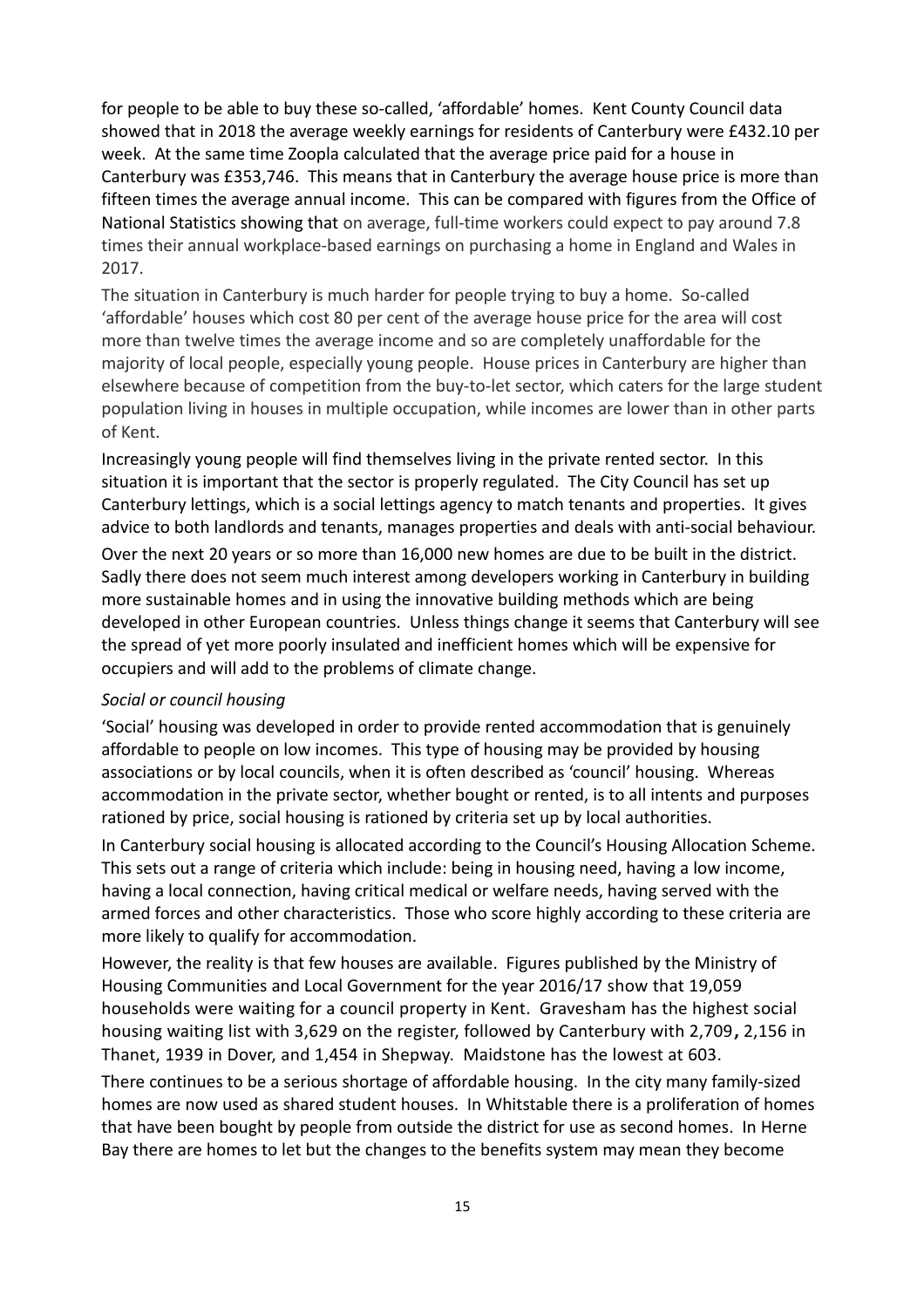for people to be able to buy these so-called, 'affordable' homes. Kent County Council data showed that in 2018 the average weekly earnings for residents of Canterbury were £432.10 per week. At the same time Zoopla calculated that the average price paid for a house in Canterbury was £353,746. This means that in Canterbury the average house price is more than fifteen times the average annual income. This can be compared with figures from the Office of National Statistics showing that on average, full-time workers could expect to pay around 7.8 times their annual workplace-based earnings on purchasing a home in England and Wales in 2017.

The situation in Canterbury is much harder for people trying to buy a home. So-called 'affordable' houses which cost 80 per cent of the average house price for the area will cost more than twelve times the average income and so are completely unaffordable for the majority of local people, especially young people. House prices in Canterbury are higher than elsewhere because of competition from the buy-to-let sector, which caters for the large student population living in houses in multiple occupation, while incomes are lower than in other parts of Kent.

Increasingly young people will find themselves living in the private rented sector. In this situation it is important that the sector is properly regulated. The City Council has set up Canterbury lettings, which is a social lettings agency to match tenants and properties. It gives advice to both landlords and tenants, manages properties and deals with anti-social behaviour.

Over the next 20 years or so more than 16,000 new homes are due to be built in the district. Sadly there does not seem much interest among developers working in Canterbury in building more sustainable homes and in using the innovative building methods which are being developed in other European countries. Unless things change it seems that Canterbury will see the spread of yet more poorly insulated and inefficient homes which will be expensive for occupiers and will add to the problems of climate change.

*Social or council housing*

'Social' housing was developed in order to provide rented accommodation that is genuinely affordable to people on low incomes. This type of housing may be provided by housing associations or by local councils, when it is often described as 'council' housing. Whereas accommodation in the private sector, whether bought or rented, is to all intents and purposes rationed by price, social housing is rationed by criteria set up by local authorities.

In Canterbury social housing is allocated according to the Council's Housing Allocation Scheme. This sets out a range of criteria which include: being in housing need, having a low income, having a local connection, having critical medical or welfare needs, having served with the armed forces and other characteristics. Those who score highly according to these criteria are more likely to qualify for accommodation.

However, the reality is that few houses are available. Figures published by the Ministry of Housing Communities and Local Government for the year 2016/17 show that 19,059 households were waiting for a council property in Kent. Gravesham has the highest social housing waiting list with 3,629 on the register, followed by Canterbury with 2,709, 2,156 in Thanet, 1939 in Dover, and 1,454 in Shepway. Maidstone has the lowest at 603.

There continues to be a serious shortage of affordable housing. In the city many family-sized homes are now used as shared student houses. In Whitstable there is a proliferation of homes that have been bought by people from outside the district for use as second homes. In Herne Bay there are homes to let but the changes to the benefits system may mean they become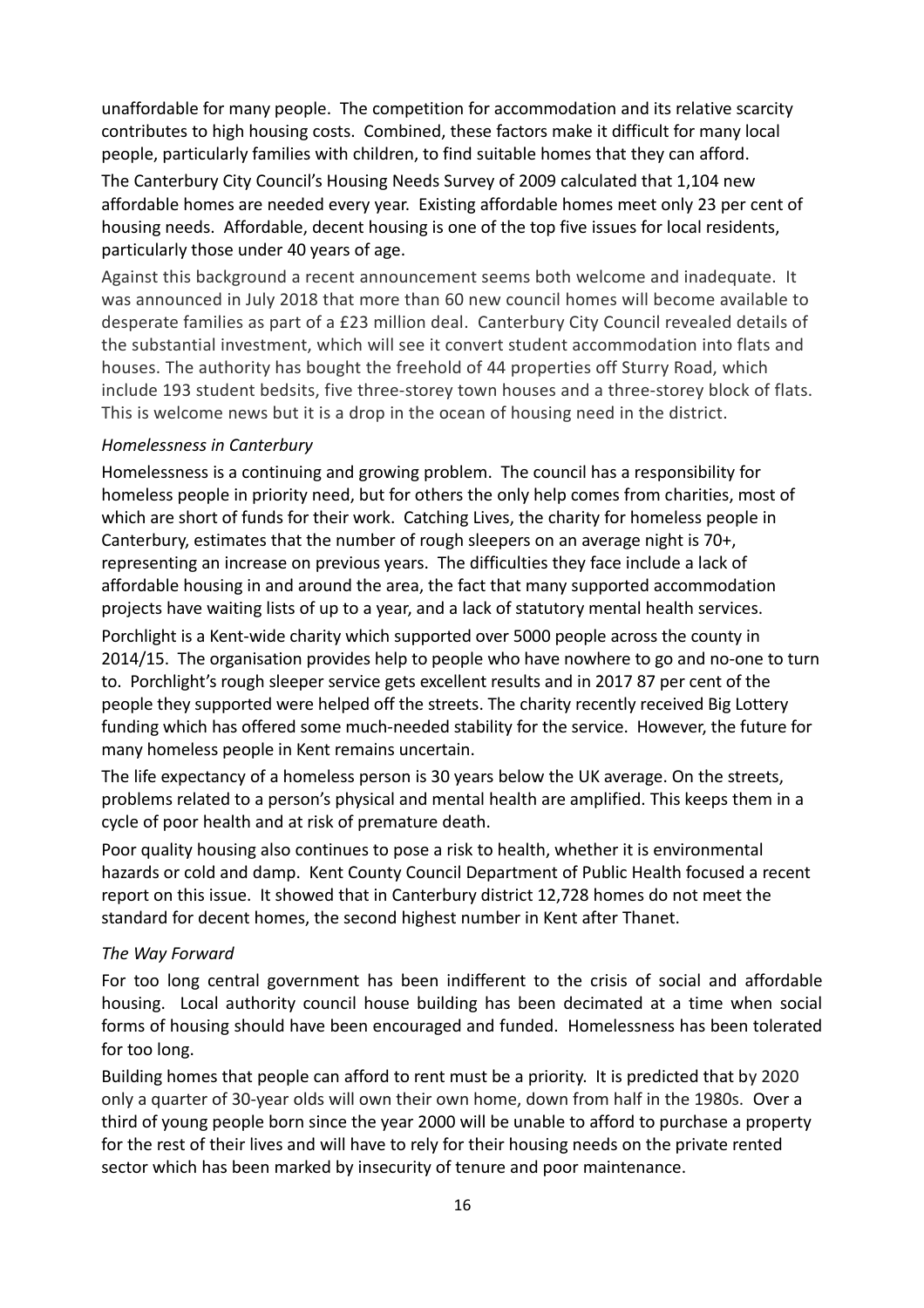unaffordable for many people. The competition for accommodation and its relative scarcity contributes to high housing costs. Combined, these factors make it difficult for many local people, particularly families with children, to find suitable homes that they can afford.

The Canterbury City Council's Housing Needs Survey of 2009 calculated that 1,104 new affordable homes are needed every year. Existing affordable homes meet only 23 per cent of housing needs. Affordable, decent housing is one of the top five issues for local residents, particularly those under 40 years of age.

Against this background a recent announcement seems both welcome and inadequate. It was announced in July 2018 that more than 60 new council homes will become available to desperate families as part of a £23 million deal. Canterbury City Council revealed details of the substantial investment, which will see it convert student accommodation into flats and houses. The authority has bought the freehold of 44 properties off Sturry Road, which include 193 student bedsits, five three-storey town houses and a three-storey block of flats. This is welcome news but it is a drop in the ocean of housing need in the district.

*Homelessness in Canterbury*

Homelessness is a continuing and growing problem. The council has a responsibility for homeless people in priority need, but for others the only help comes from charities, most of which are short of funds for their work. Catching Lives, the charity for homeless people in Canterbury, estimates that the number of rough sleepers on an average night is 70+, representing an increase on previous years. The difficulties they face include a lack of affordable housing in and around the area, the fact that many supported accommodation projects have waiting lists of up to a year, and a lack of statutory mental health services.

Porchlight is a Kent-wide charity which supported over 5000 people across the county in 2014/15. The organisation provides help to people who have nowhere to go and no-one to turn to. Porchlight's rough sleeper service gets excellent results and in 2017 87 per cent of the people they supported were helped off the streets. The charity recently received Big Lottery funding which has offered some much-needed stability for the service. However, the future for many homeless people in Kent remains uncertain.

The life expectancy of a homeless person is 30 years below the UK average. On the streets, problems related to a person's physical and mental health are amplified. This keeps them in a cycle of poor health and at risk of premature death.

Poor quality housing also continues to pose a risk to health, whether it is environmental hazards or cold and damp. Kent County Council Department of Public Health focused a recent report on this issue. It showed that in Canterbury district 12,728 homes do not meet the standard for decent homes, the second highest number in Kent after Thanet.

*The Way Forward*

For too long central government has been indifferent to the crisis of social and affordable housing. Local authority council house building has been decimated at a time when social forms of housing should have been encouraged and funded. Homelessness has been tolerated for too long.

Building homes that people can afford to rent must be a priority. It is predicted that by 2020 only a quarter of 30-year olds will own their own home, down from half in the 1980s. Over a third of young people born since the year 2000 will be unable to afford to purchase a property for the rest of their lives and will have to rely for their housing needs on the private rented sector which has been marked by insecurity of tenure and poor maintenance.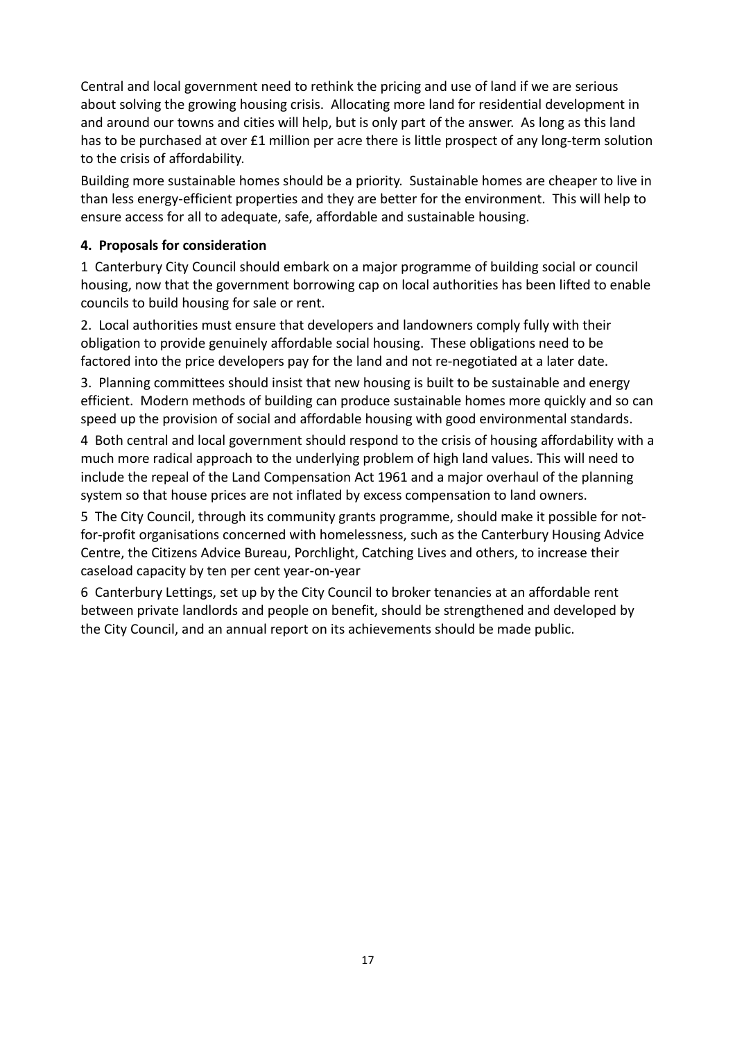Central and local government need to rethink the pricing and use of land if we are serious about solving the growing housing crisis. Allocating more land for residential development in and around our towns and cities will help, but is only part of the answer. As long as this land has to be purchased at over £1 million per acre there is little prospect of any long-term solution to the crisis of affordability.

Building more sustainable homes should be a priority. Sustainable homes are cheaper to live in than less energy-efficient properties and they are better for the environment. This will help to ensure access for all to adequate, safe, affordable and sustainable housing.

**4. Proposals for consideration**

1 Canterbury City Council should embark on a major programme of building social or council housing, now that the government borrowing cap on local authorities has been lifted to enable councils to build housing for sale or rent.

2. Local authorities must ensure that developers and landowners comply fully with their obligation to provide genuinely affordable social housing. These obligations need to be factored into the price developers pay for the land and not re-negotiated at a later date.

3. Planning committees should insist that new housing is built to be sustainable and energy efficient. Modern methods of building can produce sustainable homes more quickly and so can speed up the provision of social and affordable housing with good environmental standards.

4 Both central and local government should respond to the crisis of housing affordability with a much more radical approach to the underlying problem of high land values. This will need to include the repeal of the Land Compensation Act 1961 and a major overhaul of the planning system so that house prices are not inflated by excess compensation to land owners.

5 The City Council, through its community grants programme, should make it possible for not-for-profit organisations concerned with homelessness, such as the Canterbury Housing Advice Centre, the Citizens Advice Bureau, Porchlight, Catching Lives and others, to increase their caseload capacity by ten per cent year-on-year

6 Canterbury Lettings, set up by the City Council to broker tenancies at an affordable rent between private landlords and people on benefit, should be strengthened and developed by the City Council, and an annual report on its achievements should be made public.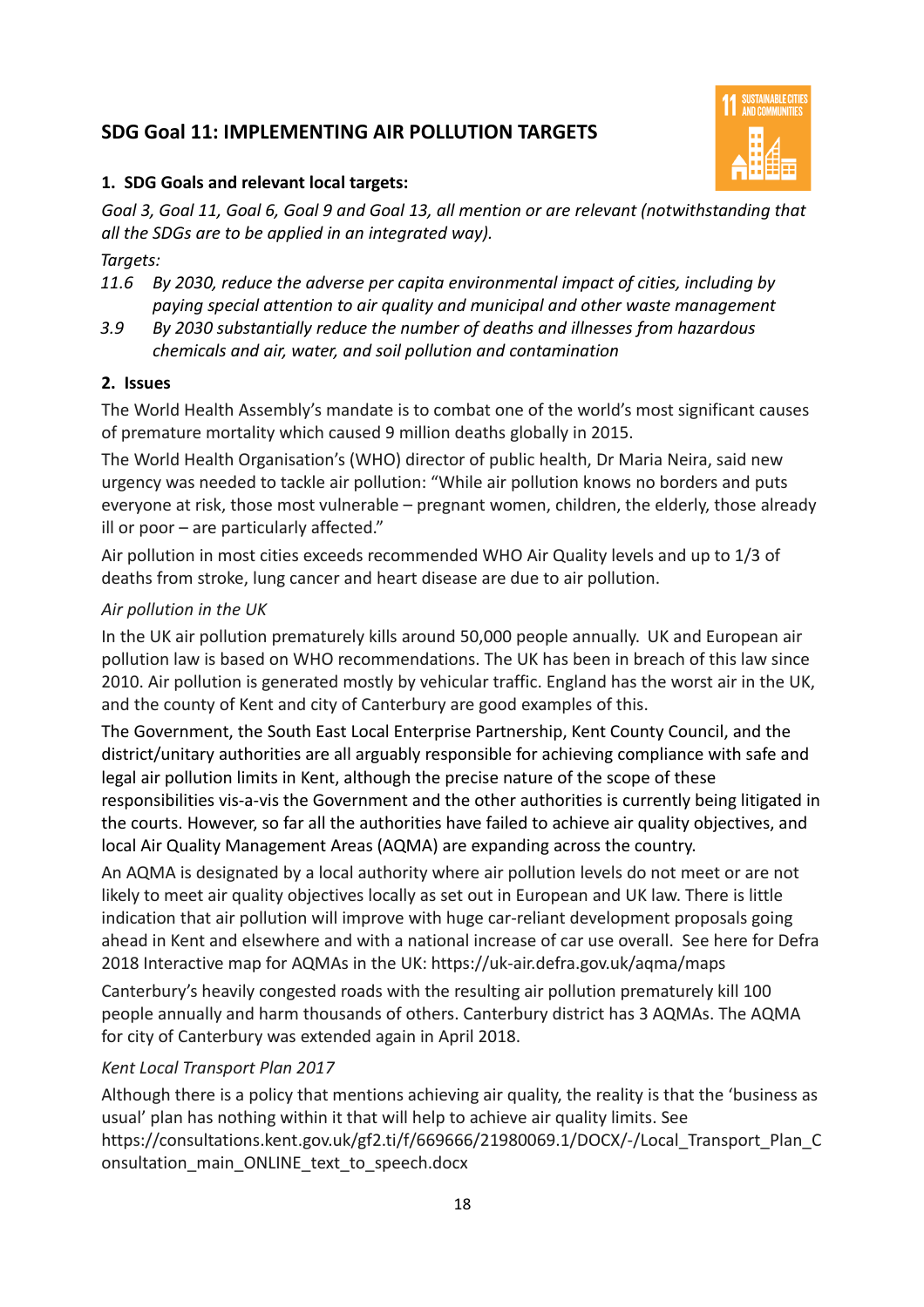## SDG Goal 11: IMPLEMENTING AIR POLLUTION TARGETS

### 1. SDG Goals and relevant local targets:

*Goal 3, Goal 11, Goal 6, Goal 9 and Goal 13, all mention or are relevant (notwithstanding that all the SDGs are to be applied in an integrated way).*

*Targets:*

*11.6 By 2030, reduce the adverse per capita environmental impact of cities, including by paying special attention to air quality and municipal and other waste management*

*3.9 By 2030 substantially reduce the number of deaths and illnesses from hazardous chemicals and air, water, and soil pollution and contamination*

### 2. Issues

The World Health Assembly's mandate is to combat one of the world's most significant causes of premature mortality which caused 9 million deaths globally in 2015.

The World Health Organisation's (WHO) director of public health, Dr Maria Neira, said new urgency was needed to tackle air pollution: "While air pollution knows no borders and puts everyone at risk, those most vulnerable – pregnant women, children, the elderly, those already ill or poor – are particularly affected."

Air pollution in most cities exceeds recommended WHO Air Quality levels and up to 1/3 of deaths from stroke, lung cancer and heart disease are due to air pollution.

*Air pollution in the UK*

In the UK air pollution prematurely kills around 50,000 people annually. UK and European air pollution law is based on WHO recommendations. The UK has been in breach of this law since 2010. Air pollution is generated mostly by vehicular traffic. England has the worst air in the UK, and the county of Kent and city of Canterbury are good examples of this.

The Government, the South East Local Enterprise Partnership, Kent County Council, and the district/unitary authorities are all arguably responsible for achieving compliance with safe and legal air pollution limits in Kent, although the precise nature of the scope of these responsibilities vis-a-vis the Government and the other authorities is currently being litigated in the courts. However, so far all the authorities have failed to achieve air quality objectives, and local Air Quality Management Areas (AQMA) are expanding across the country.

An AQMA is designated by a local authority where air pollution levels do not meet or are not likely to meet air quality objectives locally as set out in European and UK law. There is little indication that air pollution will improve with huge car-reliant development proposals going ahead in Kent and elsewhere and with a national increase of car use overall. See here for Defra 2018 Interactive map for AQMAs in the UK: https://uk-air.defra.gov.uk/aqma/maps

Canterbury's heavily congested roads with the resulting air pollution prematurely kill 100 people annually and harm thousands of others. Canterbury district has 3 AQMAs. The AQMA for city of Canterbury was extended again in April 2018.

*Kent Local Transport Plan 2017*

Although there is a policy that mentions achieving air quality, the reality is that the 'business as usual' plan has nothing within it that will help to achieve air quality limits. See https://consultations.kent.gov.uk/gf2.ti/f/669666/21980069.1/DOCX/-/Local_Transport_Plan_Consultation_main_ONLINE_text_to_speech.docx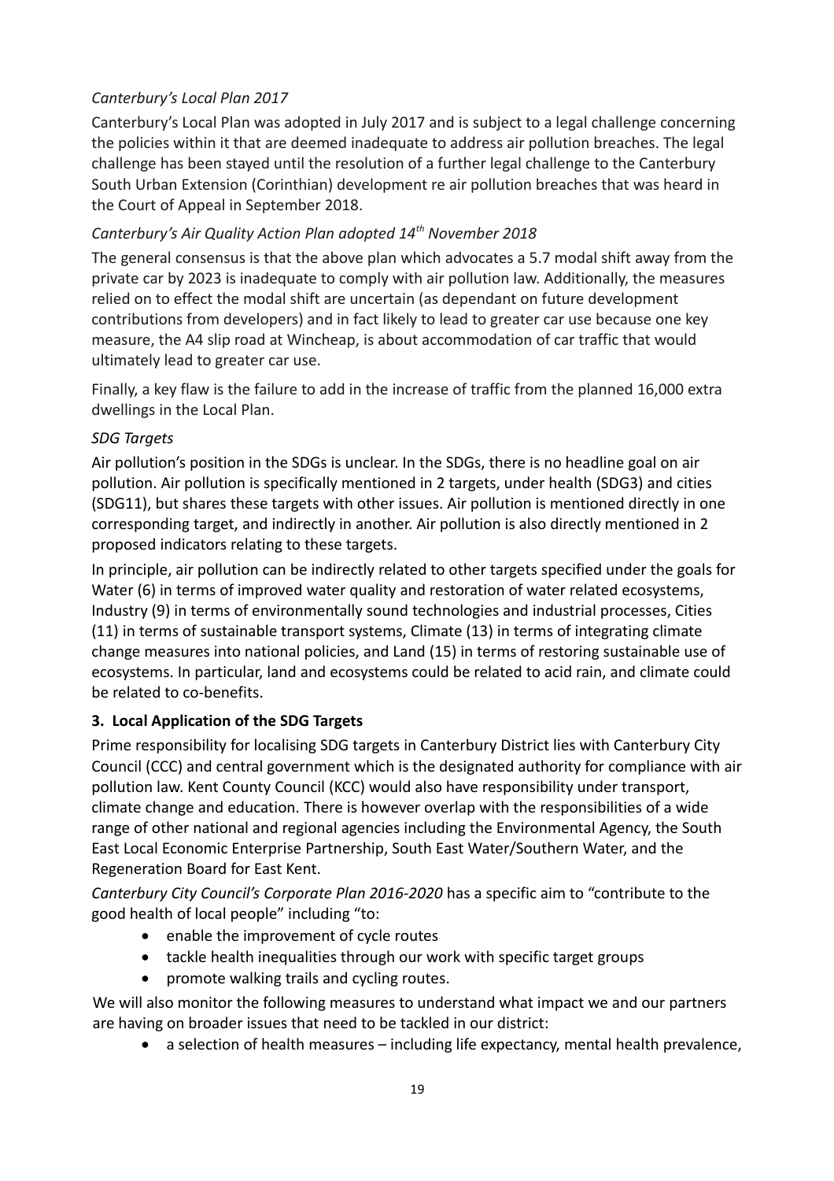*Canterbury's Local Plan 2017*

Canterbury's Local Plan was adopted in July 2017 and is subject to a legal challenge concerning the policies within it that are deemed inadequate to address air pollution breaches. The legal challenge has been stayed until the resolution of a further legal challenge to the Canterbury South Urban Extension (Corinthian) development re air pollution breaches that was heard in the Court of Appeal in September 2018.

*Canterbury's Air Quality Action Plan adopted 14th November 2018*

The general consensus is that the above plan which advocates a 5.7 modal shift away from the private car by 2023 is inadequate to comply with air pollution law. Additionally, the measures relied on to effect the modal shift are uncertain (as dependant on future development contributions from developers) and in fact likely to lead to greater car use because one key measure, the A4 slip road at Wincheap, is about accommodation of car traffic that would ultimately lead to greater car use.

Finally, a key flaw is the failure to add in the increase of traffic from the planned 16,000 extra dwellings in the Local Plan.

*SDG Targets*

Air pollution's position in the SDGs is unclear. In the SDGs, there is no headline goal on air pollution. Air pollution is specifically mentioned in 2 targets, under health (SDG3) and cities (SDG11), but shares these targets with other issues. Air pollution is mentioned directly in one corresponding target, and indirectly in another. Air pollution is also directly mentioned in 2 proposed indicators relating to these targets.

In principle, air pollution can be indirectly related to other targets specified under the goals for Water (6) in terms of improved water quality and restoration of water related ecosystems, Industry (9) in terms of environmentally sound technologies and industrial processes, Cities (11) in terms of sustainable transport systems, Climate (13) in terms of integrating climate change measures into national policies, and Land (15) in terms of restoring sustainable use of ecosystems. In particular, land and ecosystems could be related to acid rain, and climate could be related to co-benefits.

## 3. Local Application of the SDG Targets

Prime responsibility for localising SDG targets in Canterbury District lies with Canterbury City Council (CCC) and central government which is the designated authority for compliance with air pollution law. Kent County Council (KCC) would also have responsibility under transport, climate change and education. There is however overlap with the responsibilities of a wide range of other national and regional agencies including the Environmental Agency, the South East Local Economic Enterprise Partnership, South East Water/Southern Water, and the Regeneration Board for East Kent.

*Canterbury City Council's Corporate Plan 2016-2020* has a specific aim to "contribute to the good health of local people" including "to:

- enable the improvement of cycle routes
- tackle health inequalities through our work with specific target groups
- promote walking trails and cycling routes.

We will also monitor the following measures to understand what impact we and our partners are having on broader issues that need to be tackled in our district:

- a selection of health measures – including life expectancy, mental health prevalence,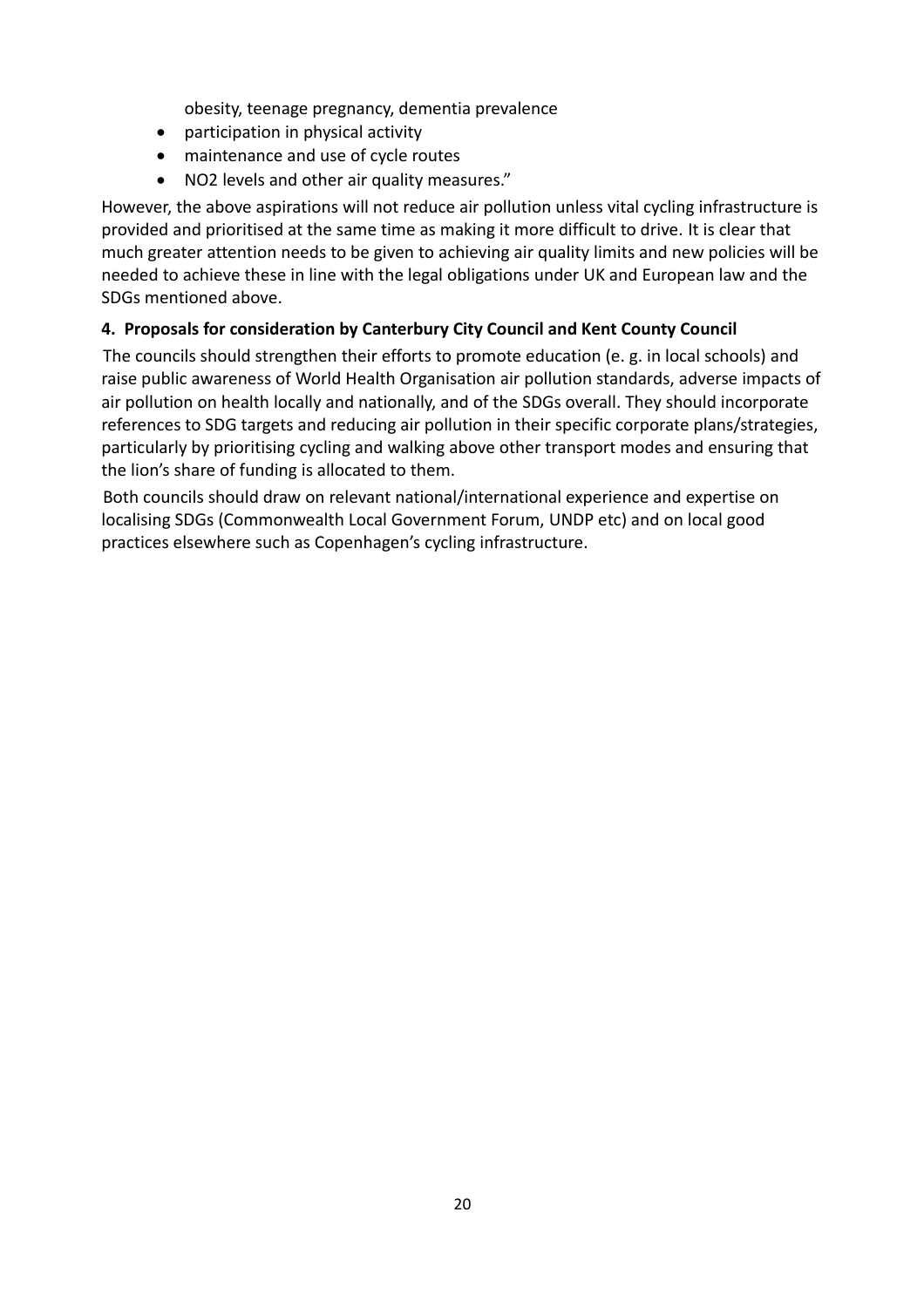obesity, teenage pregnancy, dementia prevalence

- participation in physical activity
- maintenance and use of cycle routes
- NO2 levels and other air quality measures."

However, the above aspirations will not reduce air pollution unless vital cycling infrastructure is provided and prioritised at the same time as making it more difficult to drive. It is clear that much greater attention needs to be given to achieving air quality limits and new policies will be needed to achieve these in line with the legal obligations under UK and European law and the SDGs mentioned above.

**4. Proposals for consideration by Canterbury City Council and Kent County Council**

The councils should strengthen their efforts to promote education (e. g. in local schools) and raise public awareness of World Health Organisation air pollution standards, adverse impacts of air pollution on health locally and nationally, and of the SDGs overall. They should incorporate references to SDG targets and reducing air pollution in their specific corporate plans/strategies, particularly by prioritising cycling and walking above other transport modes and ensuring that the lion's share of funding is allocated to them.

Both councils should draw on relevant national/international experience and expertise on localising SDGs (Commonwealth Local Government Forum, UNDP etc) and on local good practices elsewhere such as Copenhagen's cycling infrastructure.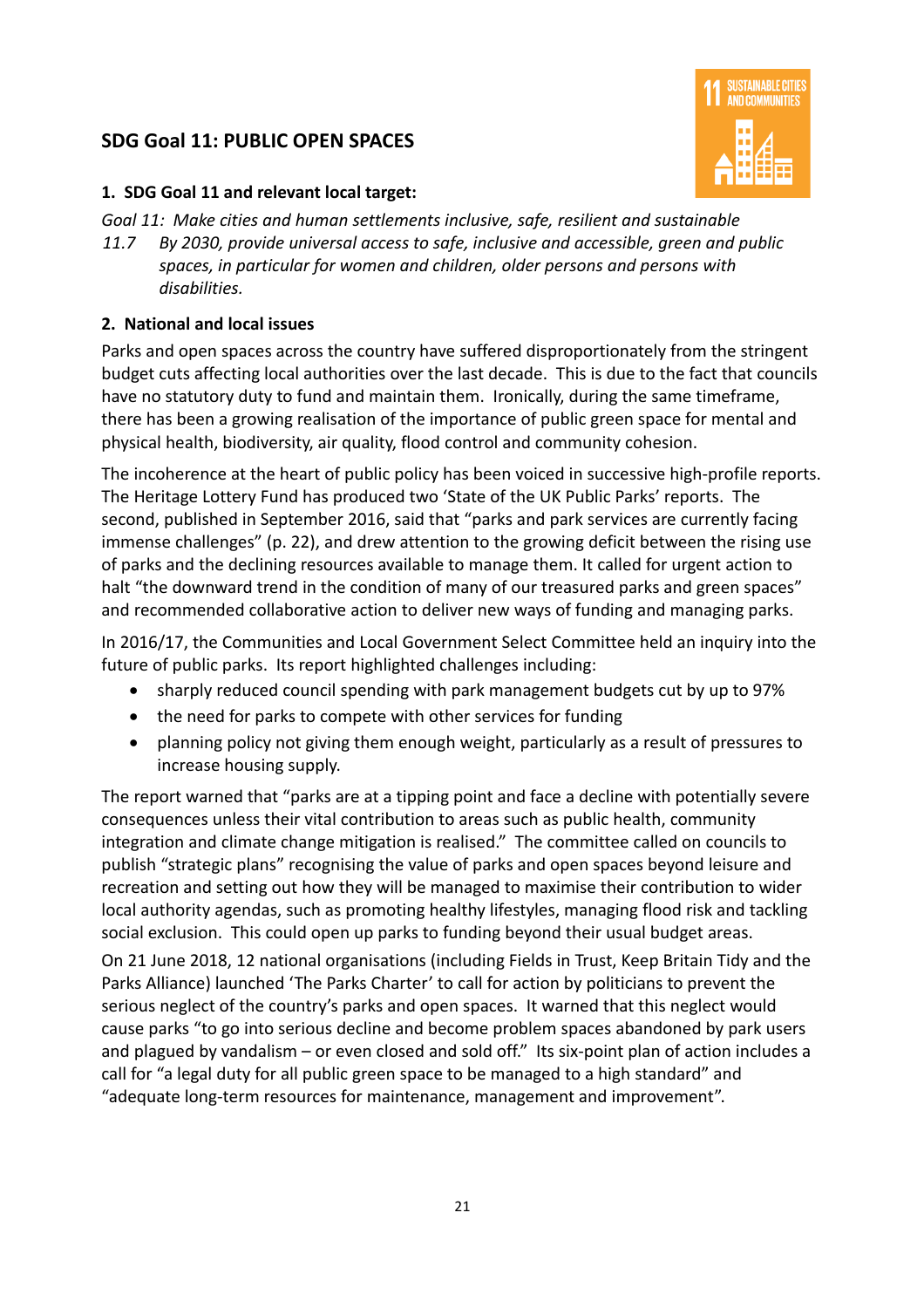## SDG Goal 11: PUBLIC OPEN SPACES

### 1. SDG Goal 11 and relevant local target:

*Goal 11: Make cities and human settlements inclusive, safe, resilient and sustainable*

*11.7 By 2030, provide universal access to safe, inclusive and accessible, green and public spaces, in particular for women and children, older persons and persons with disabilities.*

### 2. National and local issues

Parks and open spaces across the country have suffered disproportionately from the stringent budget cuts affecting local authorities over the last decade. This is due to the fact that councils have no statutory duty to fund and maintain them. Ironically, during the same timeframe, there has been a growing realisation of the importance of public green space for mental and physical health, biodiversity, air quality, flood control and community cohesion.

The incoherence at the heart of public policy has been voiced in successive high-profile reports. The Heritage Lottery Fund has produced two 'State of the UK Public Parks' reports. The second, published in September 2016, said that "parks and park services are currently facing immense challenges" (p. 22), and drew attention to the growing deficit between the rising use of parks and the declining resources available to manage them. It called for urgent action to halt "the downward trend in the condition of many of our treasured parks and green spaces" and recommended collaborative action to deliver new ways of funding and managing parks.

In 2016/17, the Communities and Local Government Select Committee held an inquiry into the future of public parks. Its report highlighted challenges including:

- sharply reduced council spending with park management budgets cut by up to 97%
- the need for parks to compete with other services for funding
- planning policy not giving them enough weight, particularly as a result of pressures to increase housing supply.

The report warned that "parks are at a tipping point and face a decline with potentially severe consequences unless their vital contribution to areas such as public health, community integration and climate change mitigation is realised." The committee called on councils to publish "strategic plans" recognising the value of parks and open spaces beyond leisure and recreation and setting out how they will be managed to maximise their contribution to wider local authority agendas, such as promoting healthy lifestyles, managing flood risk and tackling social exclusion. This could open up parks to funding beyond their usual budget areas.

On 21 June 2018, 12 national organisations (including Fields in Trust, Keep Britain Tidy and the Parks Alliance) launched 'The Parks Charter' to call for action by politicians to prevent the serious neglect of the country's parks and open spaces. It warned that this neglect would cause parks "to go into serious decline and become problem spaces abandoned by park users and plagued by vandalism – or even closed and sold off." Its six-point plan of action includes a call for "a legal duty for all public green space to be managed to a high standard" and "adequate long-term resources for maintenance, management and improvement".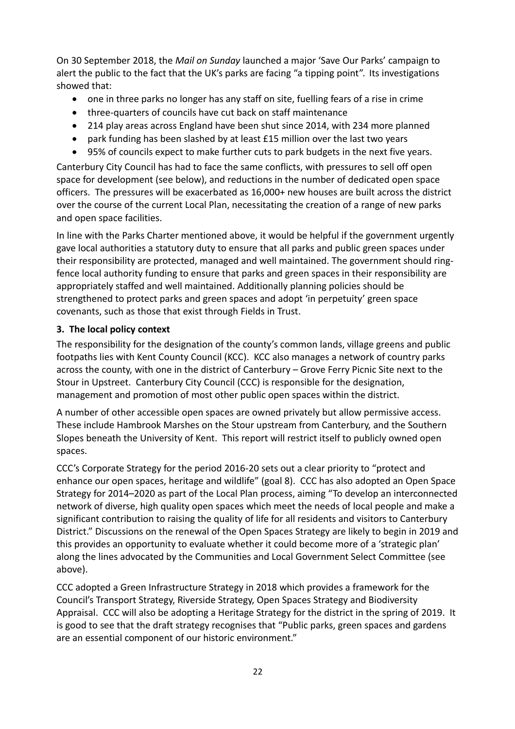On 30 September 2018, the *Mail on Sunday* launched a major 'Save Our Parks' campaign to alert the public to the fact that the UK's parks are facing "a tipping point". Its investigations showed that:

- one in three parks no longer has any staff on site, fuelling fears of a rise in crime
- three-quarters of councils have cut back on staff maintenance
- 214 play areas across England have been shut since 2014, with 234 more planned
- park funding has been slashed by at least £15 million over the last two years
- 95% of councils expect to make further cuts to park budgets in the next five years.

Canterbury City Council has had to face the same conflicts, with pressures to sell off open space for development (see below), and reductions in the number of dedicated open space officers. The pressures will be exacerbated as 16,000+ new houses are built across the district over the course of the current Local Plan, necessitating the creation of a range of new parks and open space facilities.

In line with the Parks Charter mentioned above, it would be helpful if the government urgently gave local authorities a statutory duty to ensure that all parks and public green spaces under their responsibility are protected, managed and well maintained. The government should ring-fence local authority funding to ensure that parks and green spaces in their responsibility are appropriately staffed and well maintained. Additionally planning policies should be strengthened to protect parks and green spaces and adopt 'in perpetuity' green space covenants, such as those that exist through Fields in Trust.

### 3. The local policy context

The responsibility for the designation of the county's common lands, village greens and public footpaths lies with Kent County Council (KCC). KCC also manages a network of country parks across the county, with one in the district of Canterbury – Grove Ferry Picnic Site next to the Stour in Upstreet. Canterbury City Council (CCC) is responsible for the designation, management and promotion of most other public open spaces within the district.

A number of other accessible open spaces are owned privately but allow permissive access. These include Hambrook Marshes on the Stour upstream from Canterbury, and the Southern Slopes beneath the University of Kent. This report will restrict itself to publicly owned open spaces.

CCC's Corporate Strategy for the period 2016-20 sets out a clear priority to "protect and enhance our open spaces, heritage and wildlife" (goal 8). CCC has also adopted an Open Space Strategy for 2014–2020 as part of the Local Plan process, aiming "To develop an interconnected network of diverse, high quality open spaces which meet the needs of local people and make a significant contribution to raising the quality of life for all residents and visitors to Canterbury District." Discussions on the renewal of the Open Spaces Strategy are likely to begin in 2019 and this provides an opportunity to evaluate whether it could become more of a 'strategic plan' along the lines advocated by the Communities and Local Government Select Committee (see above).

CCC adopted a Green Infrastructure Strategy in 2018 which provides a framework for the Council's Transport Strategy, Riverside Strategy, Open Spaces Strategy and Biodiversity Appraisal. CCC will also be adopting a Heritage Strategy for the district in the spring of 2019. It is good to see that the draft strategy recognises that "Public parks, green spaces and gardens are an essential component of our historic environment."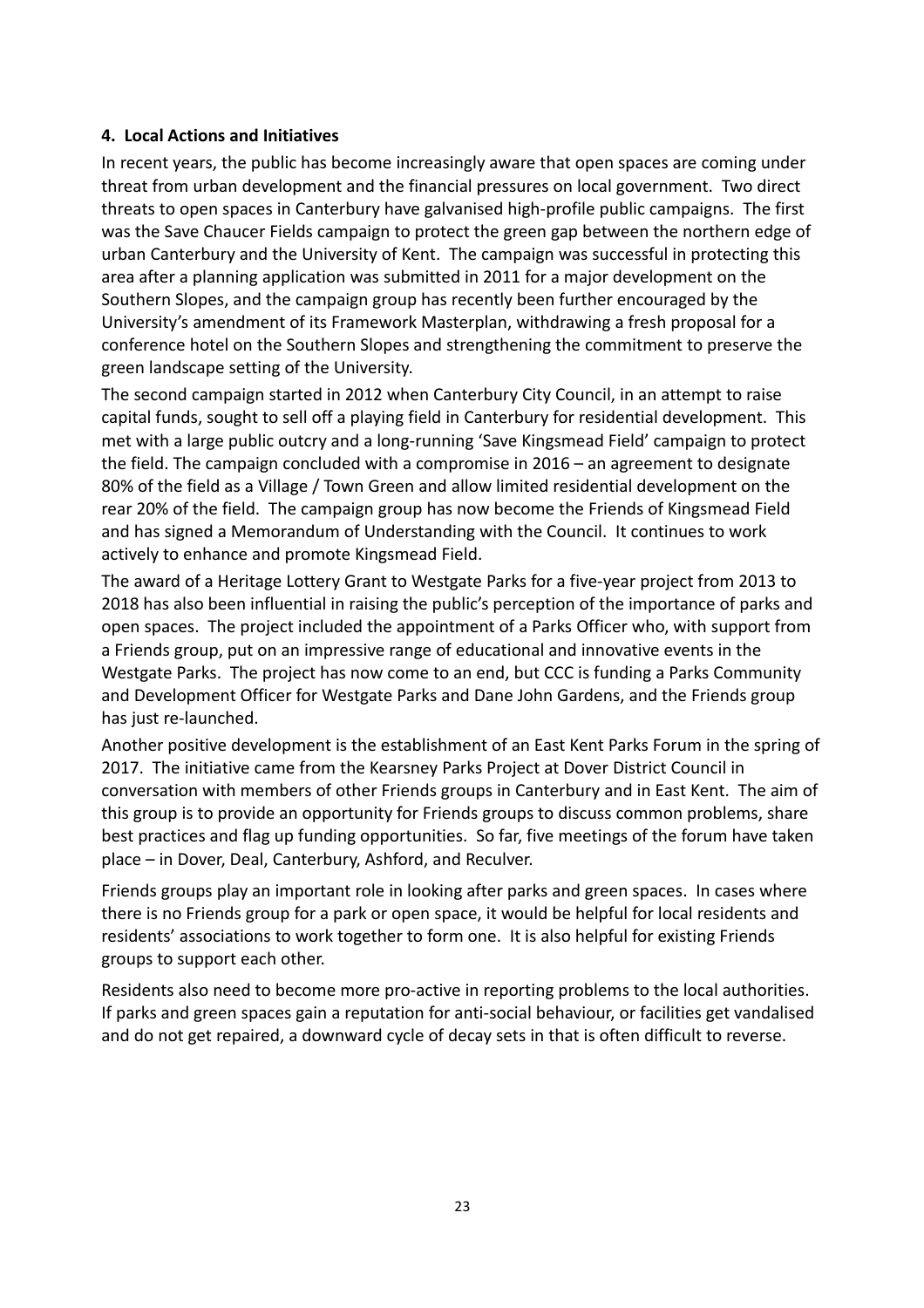## 4. Local Actions and Initiatives

In recent years, the public has become increasingly aware that open spaces are coming under threat from urban development and the financial pressures on local government. Two direct threats to open spaces in Canterbury have galvanised high-profile public campaigns. The first was the Save Chaucer Fields campaign to protect the green gap between the northern edge of urban Canterbury and the University of Kent. The campaign was successful in protecting this area after a planning application was submitted in 2011 for a major development on the Southern Slopes, and the campaign group has recently been further encouraged by the University's amendment of its Framework Masterplan, withdrawing a fresh proposal for a conference hotel on the Southern Slopes and strengthening the commitment to preserve the green landscape setting of the University.

The second campaign started in 2012 when Canterbury City Council, in an attempt to raise capital funds, sought to sell off a playing field in Canterbury for residential development. This met with a large public outcry and a long-running 'Save Kingsmead Field' campaign to protect the field. The campaign concluded with a compromise in 2016 – an agreement to designate 80% of the field as a Village / Town Green and allow limited residential development on the rear 20% of the field. The campaign group has now become the Friends of Kingsmead Field and has signed a Memorandum of Understanding with the Council. It continues to work actively to enhance and promote Kingsmead Field.

The award of a Heritage Lottery Grant to Westgate Parks for a five-year project from 2013 to 2018 has also been influential in raising the public's perception of the importance of parks and open spaces. The project included the appointment of a Parks Officer who, with support from a Friends group, put on an impressive range of educational and innovative events in the Westgate Parks. The project has now come to an end, but CCC is funding a Parks Community and Development Officer for Westgate Parks and Dane John Gardens, and the Friends group has just re-launched.

Another positive development is the establishment of an East Kent Parks Forum in the spring of 2017. The initiative came from the Kearsney Parks Project at Dover District Council in conversation with members of other Friends groups in Canterbury and in East Kent. The aim of this group is to provide an opportunity for Friends groups to discuss common problems, share best practices and flag up funding opportunities. So far, five meetings of the forum have taken place – in Dover, Deal, Canterbury, Ashford, and Reculver.

Friends groups play an important role in looking after parks and green spaces. In cases where there is no Friends group for a park or open space, it would be helpful for local residents and residents' associations to work together to form one. It is also helpful for existing Friends groups to support each other.

Residents also need to become more pro-active in reporting problems to the local authorities. If parks and green spaces gain a reputation for anti-social behaviour, or facilities get vandalised and do not get repaired, a downward cycle of decay sets in that is often difficult to reverse.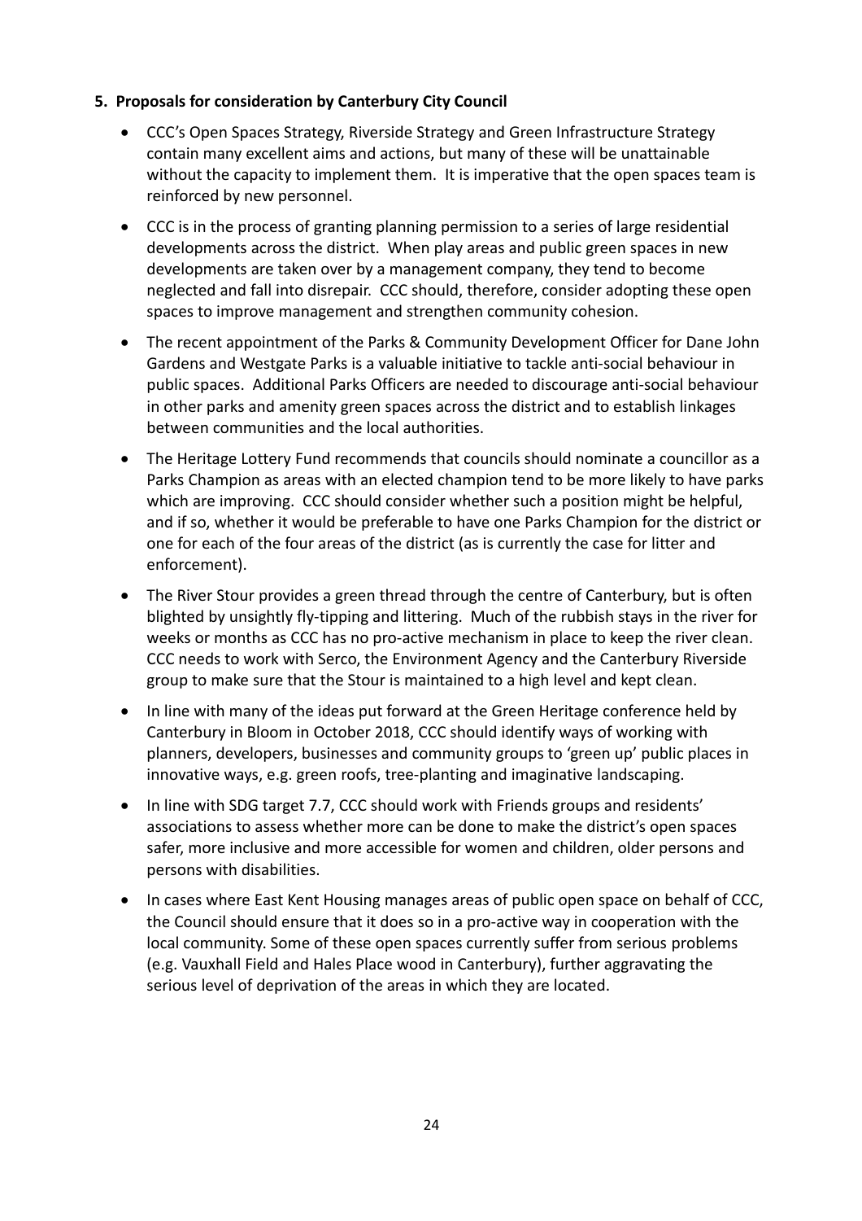## 5. Proposals for consideration by Canterbury City Council

- CCC's Open Spaces Strategy, Riverside Strategy and Green Infrastructure Strategy contain many excellent aims and actions, but many of these will be unattainable without the capacity to implement them. It is imperative that the open spaces team is reinforced by new personnel.
- CCC is in the process of granting planning permission to a series of large residential developments across the district. When play areas and public green spaces in new developments are taken over by a management company, they tend to become neglected and fall into disrepair. CCC should, therefore, consider adopting these open spaces to improve management and strengthen community cohesion.
- The recent appointment of the Parks & Community Development Officer for Dane John Gardens and Westgate Parks is a valuable initiative to tackle anti-social behaviour in public spaces. Additional Parks Officers are needed to discourage anti-social behaviour in other parks and amenity green spaces across the district and to establish linkages between communities and the local authorities.
- The Heritage Lottery Fund recommends that councils should nominate a councillor as a Parks Champion as areas with an elected champion tend to be more likely to have parks which are improving. CCC should consider whether such a position might be helpful, and if so, whether it would be preferable to have one Parks Champion for the district or one for each of the four areas of the district (as is currently the case for litter and enforcement).
- The River Stour provides a green thread through the centre of Canterbury, but is often blighted by unsightly fly-tipping and littering. Much of the rubbish stays in the river for weeks or months as CCC has no pro-active mechanism in place to keep the river clean. CCC needs to work with Serco, the Environment Agency and the Canterbury Riverside group to make sure that the Stour is maintained to a high level and kept clean.
- In line with many of the ideas put forward at the Green Heritage conference held by Canterbury in Bloom in October 2018, CCC should identify ways of working with planners, developers, businesses and community groups to 'green up' public places in innovative ways, e.g. green roofs, tree-planting and imaginative landscaping.
- In line with SDG target 7.7, CCC should work with Friends groups and residents' associations to assess whether more can be done to make the district's open spaces safer, more inclusive and more accessible for women and children, older persons and persons with disabilities.
- In cases where East Kent Housing manages areas of public open space on behalf of CCC, the Council should ensure that it does so in a pro-active way in cooperation with the local community. Some of these open spaces currently suffer from serious problems (e.g. Vauxhall Field and Hales Place wood in Canterbury), further aggravating the serious level of deprivation of the areas in which they are located.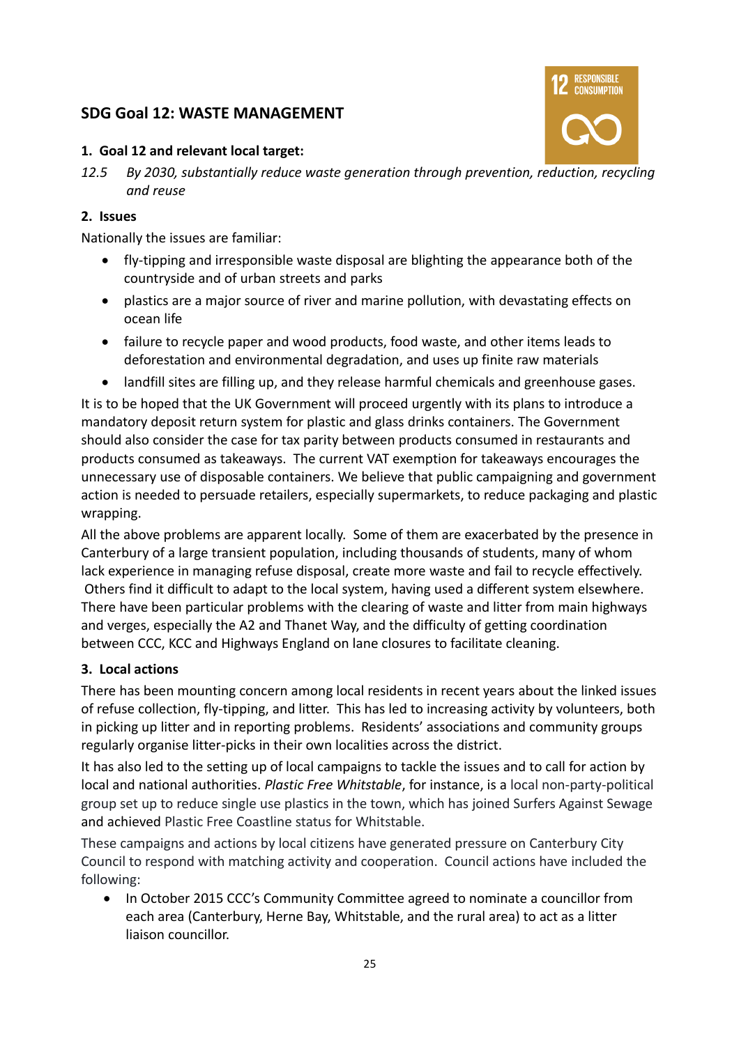## SDG Goal 12: WASTE MANAGEMENT

### 1. Goal 12 and relevant local target:

*12.5 By 2030, substantially reduce waste generation through prevention, reduction, recycling and reuse*

### 2. Issues

Nationally the issues are familiar:

- fly-tipping and irresponsible waste disposal are blighting the appearance both of the countryside and of urban streets and parks
- plastics are a major source of river and marine pollution, with devastating effects on ocean life
- failure to recycle paper and wood products, food waste, and other items leads to deforestation and environmental degradation, and uses up finite raw materials
- landfill sites are filling up, and they release harmful chemicals and greenhouse gases.

It is to be hoped that the UK Government will proceed urgently with its plans to introduce a mandatory deposit return system for plastic and glass drinks containers. The Government should also consider the case for tax parity between products consumed in restaurants and products consumed as takeaways. The current VAT exemption for takeaways encourages the unnecessary use of disposable containers. We believe that public campaigning and government action is needed to persuade retailers, especially supermarkets, to reduce packaging and plastic wrapping.

All the above problems are apparent locally. Some of them are exacerbated by the presence in Canterbury of a large transient population, including thousands of students, many of whom lack experience in managing refuse disposal, create more waste and fail to recycle effectively. Others find it difficult to adapt to the local system, having used a different system elsewhere. There have been particular problems with the clearing of waste and litter from main highways and verges, especially the A2 and Thanet Way, and the difficulty of getting coordination between CCC, KCC and Highways England on lane closures to facilitate cleaning.

### 3. Local actions

There has been mounting concern among local residents in recent years about the linked issues of refuse collection, fly-tipping, and litter. This has led to increasing activity by volunteers, both in picking up litter and in reporting problems. Residents' associations and community groups regularly organise litter-picks in their own localities across the district.

It has also led to the setting up of local campaigns to tackle the issues and to call for action by local and national authorities. *Plastic Free Whitstable*, for instance, is a local non-party-political group set up to reduce single use plastics in the town, which has joined Surfers Against Sewage and achieved Plastic Free Coastline status for Whitstable.

These campaigns and actions by local citizens have generated pressure on Canterbury City Council to respond with matching activity and cooperation. Council actions have included the following:

- In October 2015 CCC's Community Committee agreed to nominate a councillor from each area (Canterbury, Herne Bay, Whitstable, and the rural area) to act as a litter liaison councillor.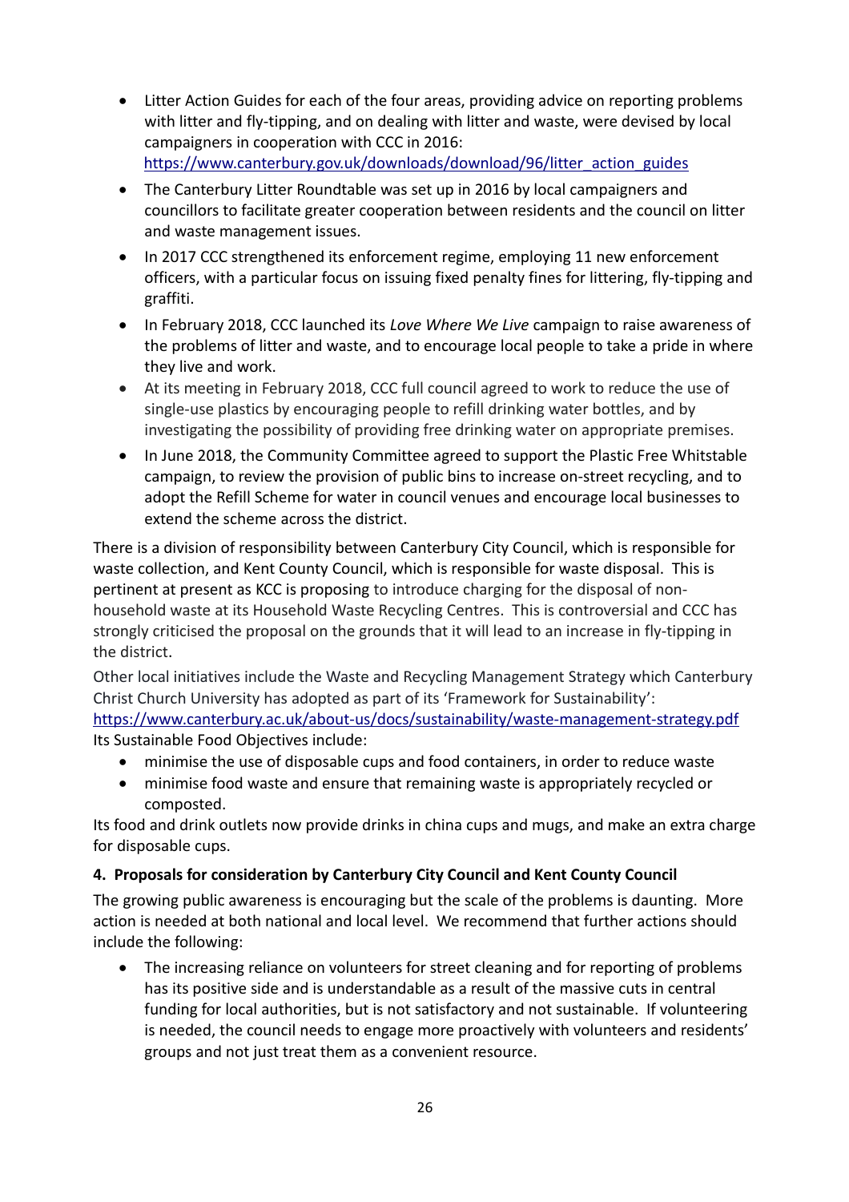- Litter Action Guides for each of the four areas, providing advice on reporting problems with litter and fly-tipping, and on dealing with litter and waste, were devised by local campaigners in cooperation with CCC in 2016: https://www.canterbury.gov.uk/downloads/download/96/litter_action_guides
- The Canterbury Litter Roundtable was set up in 2016 by local campaigners and councillors to facilitate greater cooperation between residents and the council on litter and waste management issues.
- In 2017 CCC strengthened its enforcement regime, employing 11 new enforcement officers, with a particular focus on issuing fixed penalty fines for littering, fly-tipping and graffiti.
- In February 2018, CCC launched its *Love Where We Live* campaign to raise awareness of the problems of litter and waste, and to encourage local people to take a pride in where they live and work.
- At its meeting in February 2018, CCC full council agreed to work to reduce the use of single-use plastics by encouraging people to refill drinking water bottles, and by investigating the possibility of providing free drinking water on appropriate premises.
- In June 2018, the Community Committee agreed to support the Plastic Free Whitstable campaign, to review the provision of public bins to increase on-street recycling, and to adopt the Refill Scheme for water in council venues and encourage local businesses to extend the scheme across the district.

There is a division of responsibility between Canterbury City Council, which is responsible for waste collection, and Kent County Council, which is responsible for waste disposal. This is pertinent at present as KCC is proposing to introduce charging for the disposal of non-household waste at its Household Waste Recycling Centres. This is controversial and CCC has strongly criticised the proposal on the grounds that it will lead to an increase in fly-tipping in the district.

Other local initiatives include the Waste and Recycling Management Strategy which Canterbury Christ Church University has adopted as part of its 'Framework for Sustainability': https://www.canterbury.ac.uk/about-us/docs/sustainability/waste-management-strategy.pdf
Its Sustainable Food Objectives include:

- minimise the use of disposable cups and food containers, in order to reduce waste
- minimise food waste and ensure that remaining waste is appropriately recycled or composted.

Its food and drink outlets now provide drinks in china cups and mugs, and make an extra charge for disposable cups.

#### 4. Proposals for consideration by Canterbury City Council and Kent County Council

The growing public awareness is encouraging but the scale of the problems is daunting. More action is needed at both national and local level. We recommend that further actions should include the following:

- The increasing reliance on volunteers for street cleaning and for reporting of problems has its positive side and is understandable as a result of the massive cuts in central funding for local authorities, but is not satisfactory and not sustainable. If volunteering is needed, the council needs to engage more proactively with volunteers and residents' groups and not just treat them as a convenient resource.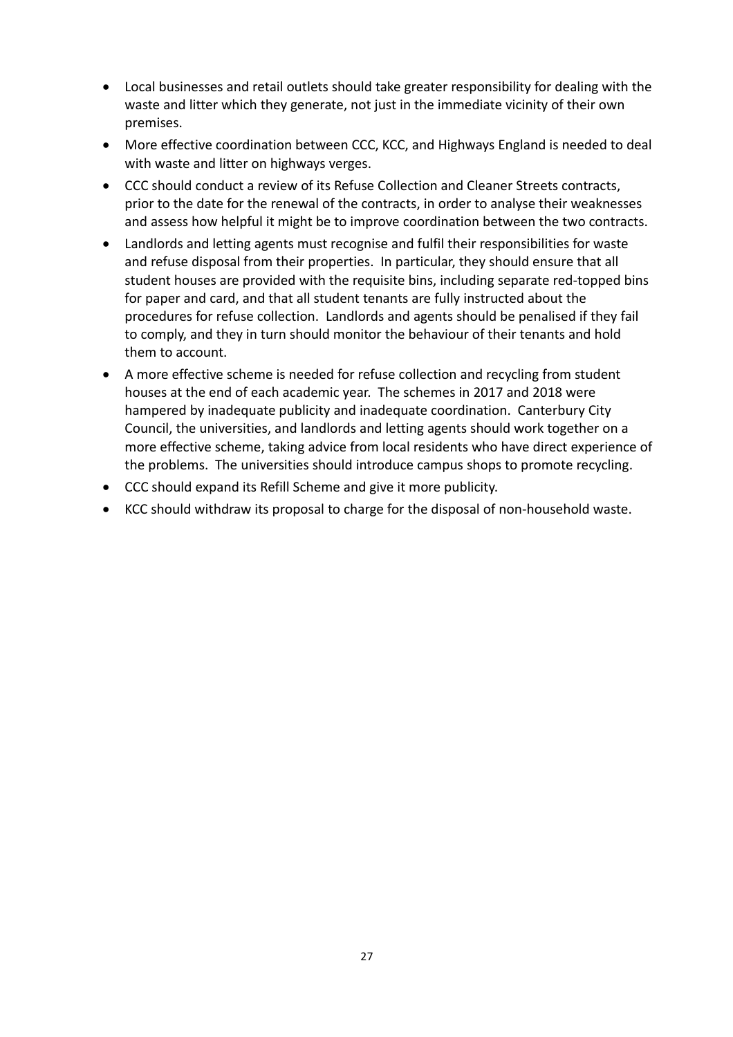- Local businesses and retail outlets should take greater responsibility for dealing with the waste and litter which they generate, not just in the immediate vicinity of their own premises.
- More effective coordination between CCC, KCC, and Highways England is needed to deal with waste and litter on highways verges.
- CCC should conduct a review of its Refuse Collection and Cleaner Streets contracts, prior to the date for the renewal of the contracts, in order to analyse their weaknesses and assess how helpful it might be to improve coordination between the two contracts.
- Landlords and letting agents must recognise and fulfil their responsibilities for waste and refuse disposal from their properties. In particular, they should ensure that all student houses are provided with the requisite bins, including separate red-topped bins for paper and card, and that all student tenants are fully instructed about the procedures for refuse collection. Landlords and agents should be penalised if they fail to comply, and they in turn should monitor the behaviour of their tenants and hold them to account.
- A more effective scheme is needed for refuse collection and recycling from student houses at the end of each academic year. The schemes in 2017 and 2018 were hampered by inadequate publicity and inadequate coordination. Canterbury City Council, the universities, and landlords and letting agents should work together on a more effective scheme, taking advice from local residents who have direct experience of the problems. The universities should introduce campus shops to promote recycling.
- CCC should expand its Refill Scheme and give it more publicity.
- KCC should withdraw its proposal to charge for the disposal of non-household waste.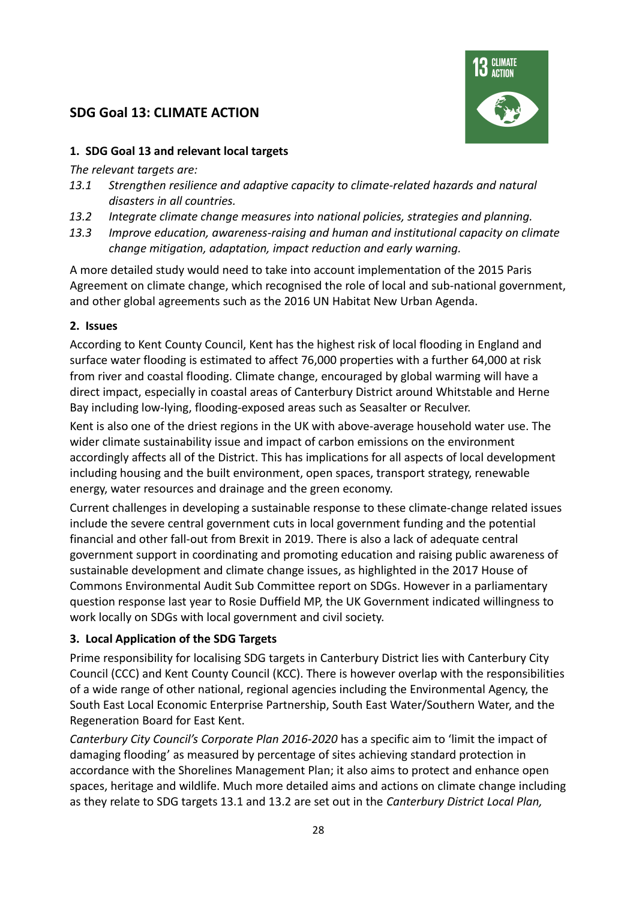## SDG Goal 13: CLIMATE ACTION

### 1. SDG Goal 13 and relevant local targets

*The relevant targets are:*

*13.1 Strengthen resilience and adaptive capacity to climate-related hazards and natural disasters in all countries.*

*13.2 Integrate climate change measures into national policies, strategies and planning.*

*13.3 Improve education, awareness-raising and human and institutional capacity on climate change mitigation, adaptation, impact reduction and early warning.*

A more detailed study would need to take into account implementation of the 2015 Paris Agreement on climate change, which recognised the role of local and sub-national government, and other global agreements such as the 2016 UN Habitat New Urban Agenda.

### 2. Issues

According to Kent County Council, Kent has the highest risk of local flooding in England and surface water flooding is estimated to affect 76,000 properties with a further 64,000 at risk from river and coastal flooding. Climate change, encouraged by global warming will have a direct impact, especially in coastal areas of Canterbury District around Whitstable and Herne Bay including low-lying, flooding-exposed areas such as Seasalter or Reculver.

Kent is also one of the driest regions in the UK with above-average household water use. The wider climate sustainability issue and impact of carbon emissions on the environment accordingly affects all of the District. This has implications for all aspects of local development including housing and the built environment, open spaces, transport strategy, renewable energy, water resources and drainage and the green economy.

Current challenges in developing a sustainable response to these climate-change related issues include the severe central government cuts in local government funding and the potential financial and other fall-out from Brexit in 2019. There is also a lack of adequate central government support in coordinating and promoting education and raising public awareness of sustainable development and climate change issues, as highlighted in the 2017 House of Commons Environmental Audit Sub Committee report on SDGs. However in a parliamentary question response last year to Rosie Duffield MP, the UK Government indicated willingness to work locally on SDGs with local government and civil society.

### 3. Local Application of the SDG Targets

Prime responsibility for localising SDG targets in Canterbury District lies with Canterbury City Council (CCC) and Kent County Council (KCC). There is however overlap with the responsibilities of a wide range of other national, regional agencies including the Environmental Agency, the South East Local Economic Enterprise Partnership, South East Water/Southern Water, and the Regeneration Board for East Kent.

*Canterbury City Council's Corporate Plan 2016-2020* has a specific aim to 'limit the impact of damaging flooding' as measured by percentage of sites achieving standard protection in accordance with the Shorelines Management Plan; it also aims to protect and enhance open spaces, heritage and wildlife. Much more detailed aims and actions on climate change including as they relate to SDG targets 13.1 and 13.2 are set out in the *Canterbury District Local Plan,*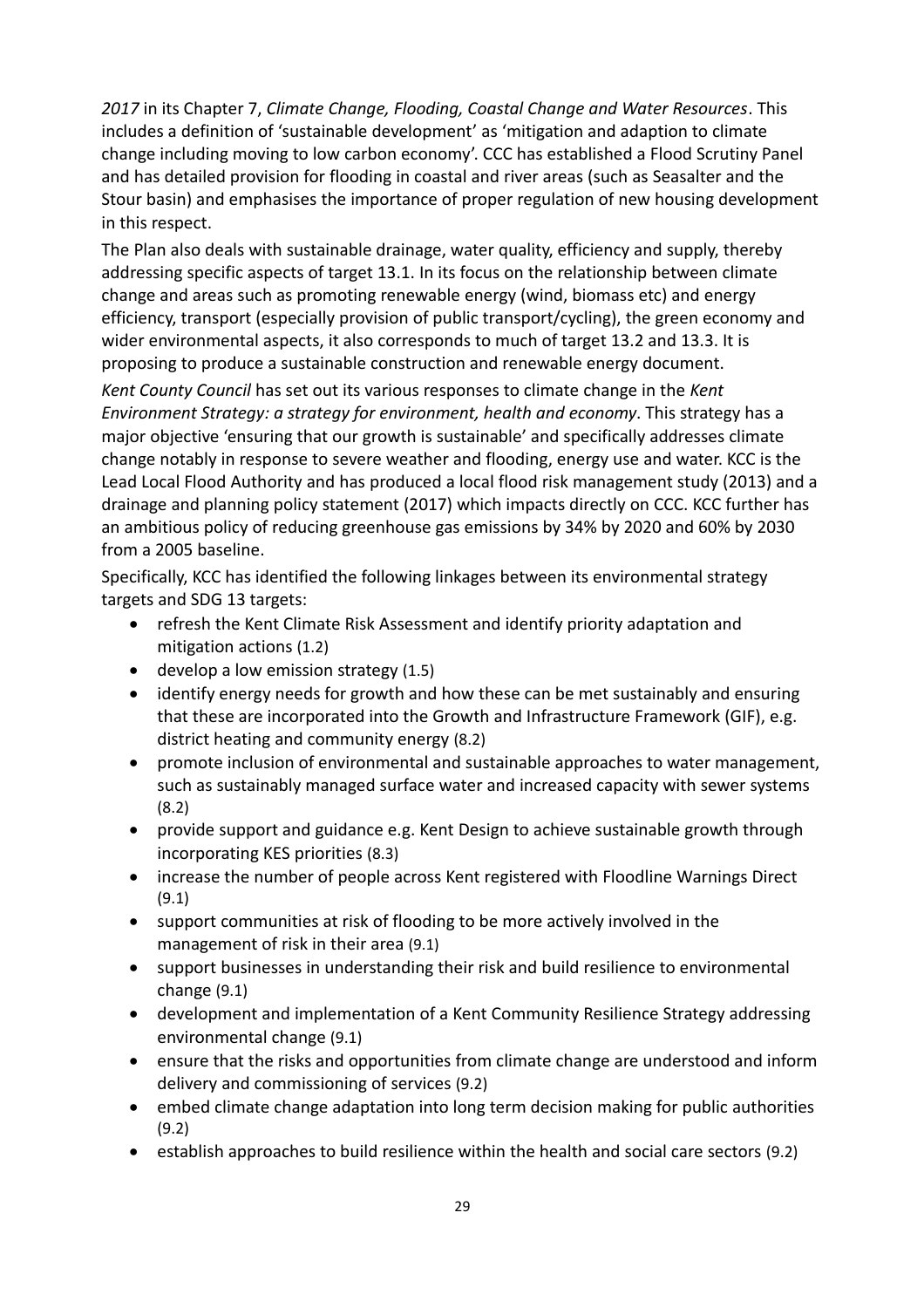*2017* in its Chapter 7, *Climate Change, Flooding, Coastal Change and Water Resources*. This includes a definition of 'sustainable development' as 'mitigation and adaption to climate change including moving to low carbon economy'. CCC has established a Flood Scrutiny Panel and has detailed provision for flooding in coastal and river areas (such as Seasalter and the Stour basin) and emphasises the importance of proper regulation of new housing development in this respect.

The Plan also deals with sustainable drainage, water quality, efficiency and supply, thereby addressing specific aspects of target 13.1. In its focus on the relationship between climate change and areas such as promoting renewable energy (wind, biomass etc) and energy efficiency, transport (especially provision of public transport/cycling), the green economy and wider environmental aspects, it also corresponds to much of target 13.2 and 13.3. It is proposing to produce a sustainable construction and renewable energy document.

*Kent County Council* has set out its various responses to climate change in the *Kent Environment Strategy: a strategy for environment, health and economy*. This strategy has a major objective 'ensuring that our growth is sustainable' and specifically addresses climate change notably in response to severe weather and flooding, energy use and water. KCC is the Lead Local Flood Authority and has produced a local flood risk management study (2013) and a drainage and planning policy statement (2017) which impacts directly on CCC. KCC further has an ambitious policy of reducing greenhouse gas emissions by 34% by 2020 and 60% by 2030 from a 2005 baseline.

Specifically, KCC has identified the following linkages between its environmental strategy targets and SDG 13 targets:

- refresh the Kent Climate Risk Assessment and identify priority adaptation and mitigation actions (1.2)
- develop a low emission strategy (1.5)
- identify energy needs for growth and how these can be met sustainably and ensuring that these are incorporated into the Growth and Infrastructure Framework (GIF), e.g. district heating and community energy (8.2)
- promote inclusion of environmental and sustainable approaches to water management, such as sustainably managed surface water and increased capacity with sewer systems (8.2)
- provide support and guidance e.g. Kent Design to achieve sustainable growth through incorporating KES priorities (8.3)
- increase the number of people across Kent registered with Floodline Warnings Direct (9.1)
- support communities at risk of flooding to be more actively involved in the management of risk in their area (9.1)
- support businesses in understanding their risk and build resilience to environmental change (9.1)
- development and implementation of a Kent Community Resilience Strategy addressing environmental change (9.1)
- ensure that the risks and opportunities from climate change are understood and inform delivery and commissioning of services (9.2)
- embed climate change adaptation into long term decision making for public authorities (9.2)
- establish approaches to build resilience within the health and social care sectors (9.2)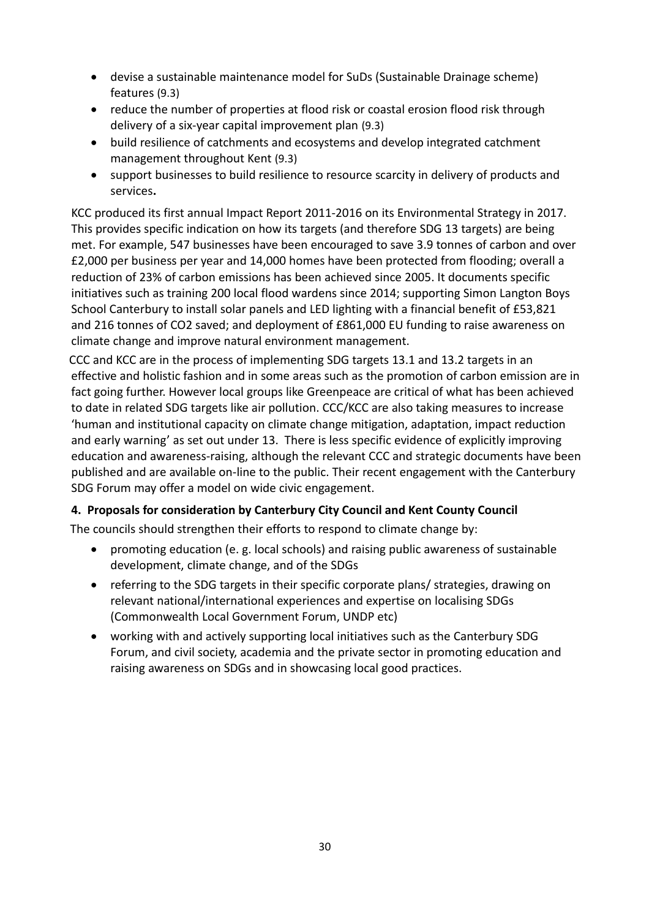- devise a sustainable maintenance model for SuDs (Sustainable Drainage scheme) features (9.3)
- reduce the number of properties at flood risk or coastal erosion flood risk through delivery of a six-year capital improvement plan (9.3)
- build resilience of catchments and ecosystems and develop integrated catchment management throughout Kent (9.3)
- support businesses to build resilience to resource scarcity in delivery of products and services**.**

KCC produced its first annual Impact Report 2011-2016 on its Environmental Strategy in 2017. This provides specific indication on how its targets (and therefore SDG 13 targets) are being met. For example, 547 businesses have been encouraged to save 3.9 tonnes of carbon and over £2,000 per business per year and 14,000 homes have been protected from flooding; overall a reduction of 23% of carbon emissions has been achieved since 2005. It documents specific initiatives such as training 200 local flood wardens since 2014; supporting Simon Langton Boys School Canterbury to install solar panels and LED lighting with a financial benefit of £53,821 and 216 tonnes of $CO_2$ saved; and deployment of £861,000 EU funding to raise awareness on climate change and improve natural environment management.

CCC and KCC are in the process of implementing SDG targets 13.1 and 13.2 targets in an effective and holistic fashion and in some areas such as the promotion of carbon emission are in fact going further. However local groups like Greenpeace are critical of what has been achieved to date in related SDG targets like air pollution. CCC/KCC are also taking measures to increase 'human and institutional capacity on climate change mitigation, adaptation, impact reduction and early warning' as set out under 13. There is less specific evidence of explicitly improving education and awareness-raising, although the relevant CCC and strategic documents have been published and are available on-line to the public. Their recent engagement with the Canterbury SDG Forum may offer a model on wide civic engagement.

**4. Proposals for consideration by Canterbury City Council and Kent County Council**

The councils should strengthen their efforts to respond to climate change by:

- promoting education (e. g. local schools) and raising public awareness of sustainable development, climate change, and of the SDGs
- referring to the SDG targets in their specific corporate plans/ strategies, drawing on relevant national/international experiences and expertise on localising SDGs (Commonwealth Local Government Forum, UNDP etc)
- working with and actively supporting local initiatives such as the Canterbury SDG Forum, and civil society, academia and the private sector in promoting education and raising awareness on SDGs and in showcasing local good practices.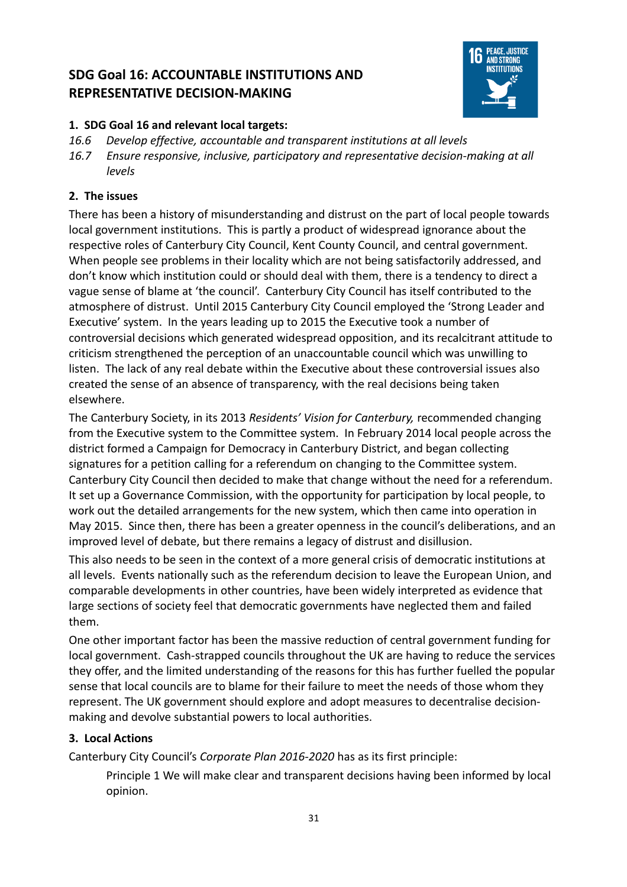## SDG Goal 16: ACCOUNTABLE INSTITUTIONS AND REPRESENTATIVE DECISION-MAKING

### 1. SDG Goal 16 and relevant local targets:

*16.6 Develop effective, accountable and transparent institutions at all levels*

*16.7 Ensure responsive, inclusive, participatory and representative decision-making at all levels*

### 2. The issues

There has been a history of misunderstanding and distrust on the part of local people towards local government institutions. This is partly a product of widespread ignorance about the respective roles of Canterbury City Council, Kent County Council, and central government. When people see problems in their locality which are not being satisfactorily addressed, and don't know which institution could or should deal with them, there is a tendency to direct a vague sense of blame at 'the council'. Canterbury City Council has itself contributed to the atmosphere of distrust. Until 2015 Canterbury City Council employed the 'Strong Leader and Executive' system. In the years leading up to 2015 the Executive took a number of controversial decisions which generated widespread opposition, and its recalcitrant attitude to criticism strengthened the perception of an unaccountable council which was unwilling to listen. The lack of any real debate within the Executive about these controversial issues also created the sense of an absence of transparency, with the real decisions being taken elsewhere.

The Canterbury Society, in its 2013 *Residents' Vision for Canterbury,* recommended changing from the Executive system to the Committee system. In February 2014 local people across the district formed a Campaign for Democracy in Canterbury District, and began collecting signatures for a petition calling for a referendum on changing to the Committee system. Canterbury City Council then decided to make that change without the need for a referendum. It set up a Governance Commission, with the opportunity for participation by local people, to work out the detailed arrangements for the new system, which then came into operation in May 2015. Since then, there has been a greater openness in the council's deliberations, and an improved level of debate, but there remains a legacy of distrust and disillusion.

This also needs to be seen in the context of a more general crisis of democratic institutions at all levels. Events nationally such as the referendum decision to leave the European Union, and comparable developments in other countries, have been widely interpreted as evidence that large sections of society feel that democratic governments have neglected them and failed them.

One other important factor has been the massive reduction of central government funding for local government. Cash-strapped councils throughout the UK are having to reduce the services they offer, and the limited understanding of the reasons for this has further fuelled the popular sense that local councils are to blame for their failure to meet the needs of those whom they represent. The UK government should explore and adopt measures to decentralise decision-making and devolve substantial powers to local authorities.

### 3. Local Actions

Canterbury City Council's *Corporate Plan 2016-2020* has as its first principle:

> Principle 1 We will make clear and transparent decisions having been informed by local opinion.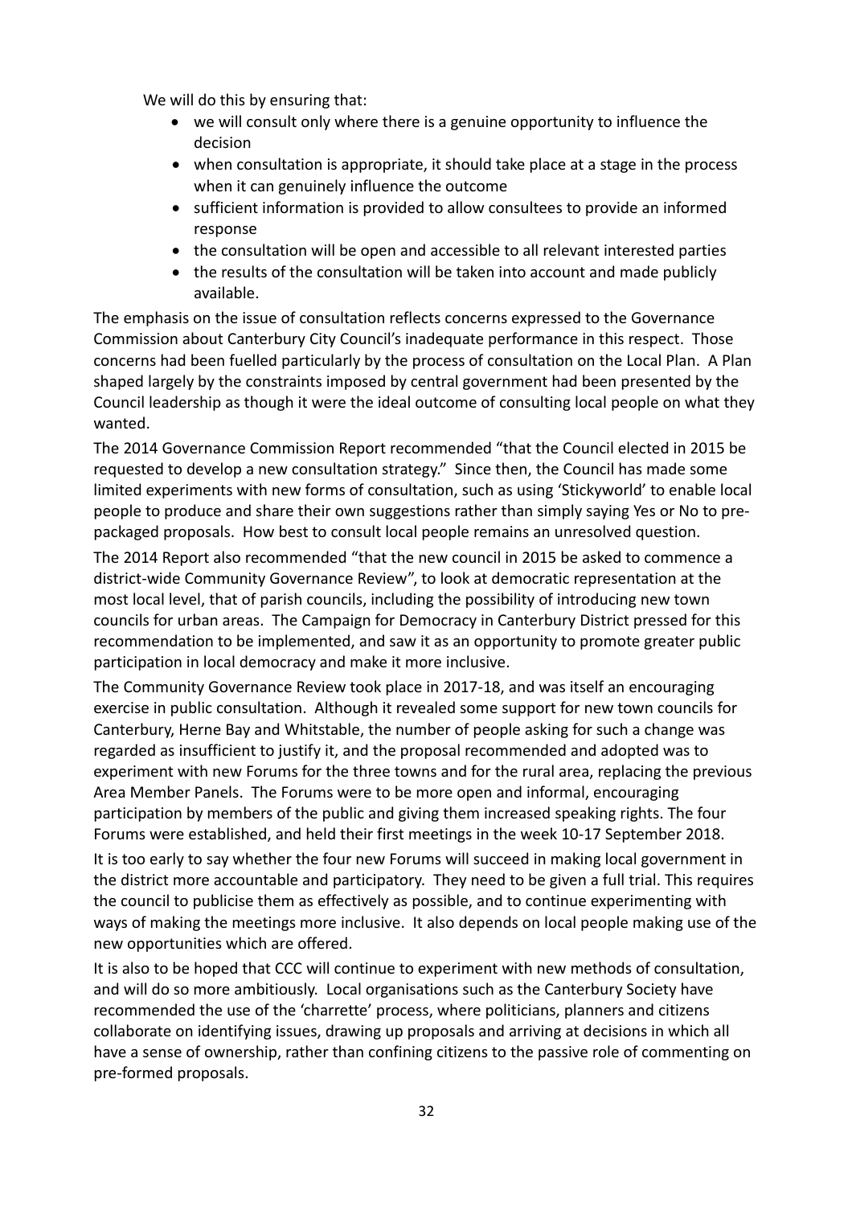We will do this by ensuring that:

- we will consult only where there is a genuine opportunity to influence the decision
- when consultation is appropriate, it should take place at a stage in the process when it can genuinely influence the outcome
- sufficient information is provided to allow consultees to provide an informed response
- the consultation will be open and accessible to all relevant interested parties
- the results of the consultation will be taken into account and made publicly available.

The emphasis on the issue of consultation reflects concerns expressed to the Governance Commission about Canterbury City Council's inadequate performance in this respect. Those concerns had been fuelled particularly by the process of consultation on the Local Plan. A Plan shaped largely by the constraints imposed by central government had been presented by the Council leadership as though it were the ideal outcome of consulting local people on what they wanted.

The 2014 Governance Commission Report recommended "that the Council elected in 2015 be requested to develop a new consultation strategy." Since then, the Council has made some limited experiments with new forms of consultation, such as using 'Stickyworld' to enable local people to produce and share their own suggestions rather than simply saying Yes or No to pre-packaged proposals. How best to consult local people remains an unresolved question.

The 2014 Report also recommended "that the new council in 2015 be asked to commence a district-wide Community Governance Review", to look at democratic representation at the most local level, that of parish councils, including the possibility of introducing new town councils for urban areas. The Campaign for Democracy in Canterbury District pressed for this recommendation to be implemented, and saw it as an opportunity to promote greater public participation in local democracy and make it more inclusive.

The Community Governance Review took place in 2017-18, and was itself an encouraging exercise in public consultation. Although it revealed some support for new town councils for Canterbury, Herne Bay and Whitstable, the number of people asking for such a change was regarded as insufficient to justify it, and the proposal recommended and adopted was to experiment with new Forums for the three towns and for the rural area, replacing the previous Area Member Panels. The Forums were to be more open and informal, encouraging participation by members of the public and giving them increased speaking rights. The four Forums were established, and held their first meetings in the week 10-17 September 2018.

It is too early to say whether the four new Forums will succeed in making local government in the district more accountable and participatory. They need to be given a full trial. This requires the council to publicise them as effectively as possible, and to continue experimenting with ways of making the meetings more inclusive. It also depends on local people making use of the new opportunities which are offered.

It is also to be hoped that CCC will continue to experiment with new methods of consultation, and will do so more ambitiously. Local organisations such as the Canterbury Society have recommended the use of the 'charrette' process, where politicians, planners and citizens collaborate on identifying issues, drawing up proposals and arriving at decisions in which all have a sense of ownership, rather than confining citizens to the passive role of commenting on pre-formed proposals.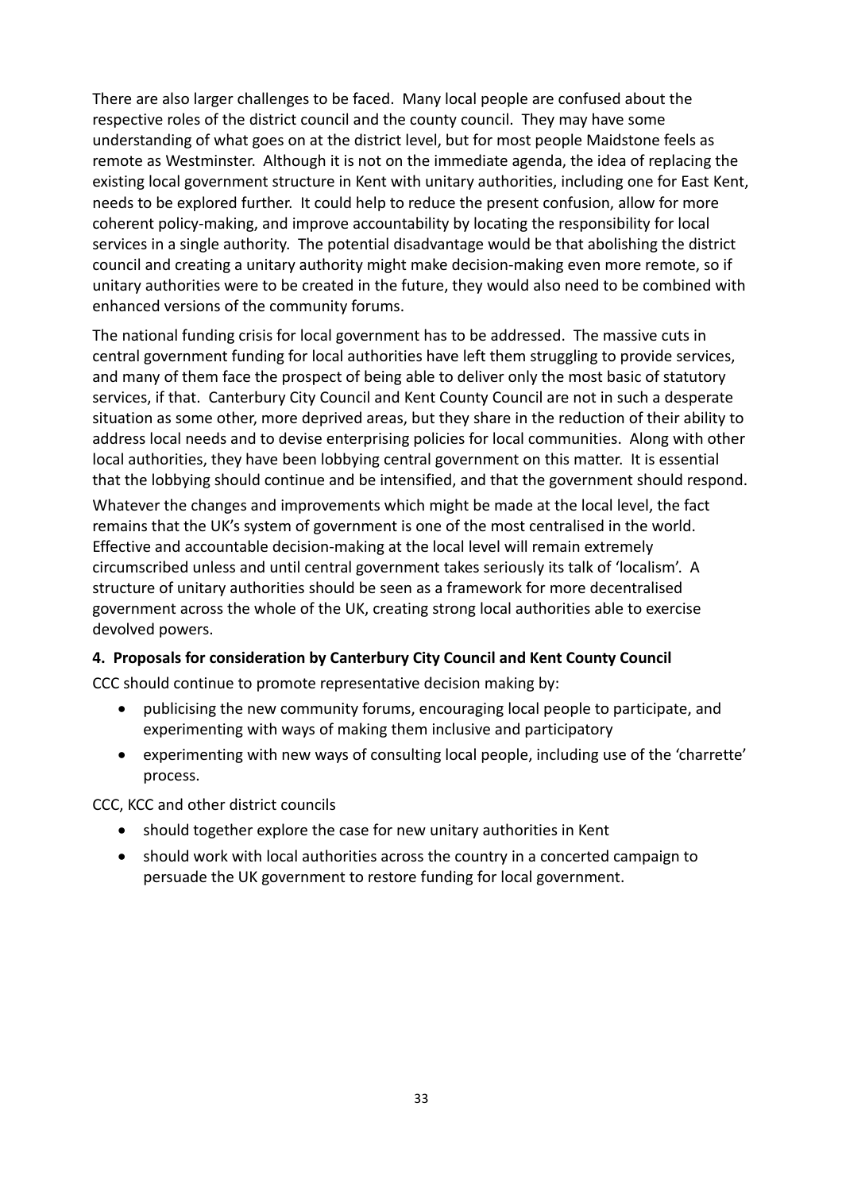There are also larger challenges to be faced. Many local people are confused about the respective roles of the district council and the county council. They may have some understanding of what goes on at the district level, but for most people Maidstone feels as remote as Westminster. Although it is not on the immediate agenda, the idea of replacing the existing local government structure in Kent with unitary authorities, including one for East Kent, needs to be explored further. It could help to reduce the present confusion, allow for more coherent policy-making, and improve accountability by locating the responsibility for local services in a single authority. The potential disadvantage would be that abolishing the district council and creating a unitary authority might make decision-making even more remote, so if unitary authorities were to be created in the future, they would also need to be combined with enhanced versions of the community forums.

The national funding crisis for local government has to be addressed. The massive cuts in central government funding for local authorities have left them struggling to provide services, and many of them face the prospect of being able to deliver only the most basic of statutory services, if that. Canterbury City Council and Kent County Council are not in such a desperate situation as some other, more deprived areas, but they share in the reduction of their ability to address local needs and to devise enterprising policies for local communities. Along with other local authorities, they have been lobbying central government on this matter. It is essential that the lobbying should continue and be intensified, and that the government should respond.

Whatever the changes and improvements which might be made at the local level, the fact remains that the UK's system of government is one of the most centralised in the world. Effective and accountable decision-making at the local level will remain extremely circumscribed unless and until central government takes seriously its talk of 'localism'. A structure of unitary authorities should be seen as a framework for more decentralised government across the whole of the UK, creating strong local authorities able to exercise devolved powers.

#### 4. Proposals for consideration by Canterbury City Council and Kent County Council

CCC should continue to promote representative decision making by:

- publicising the new community forums, encouraging local people to participate, and experimenting with ways of making them inclusive and participatory
- experimenting with new ways of consulting local people, including use of the 'charrette' process.

CCC, KCC and other district councils

- should together explore the case for new unitary authorities in Kent
- should work with local authorities across the country in a concerted campaign to persuade the UK government to restore funding for local government.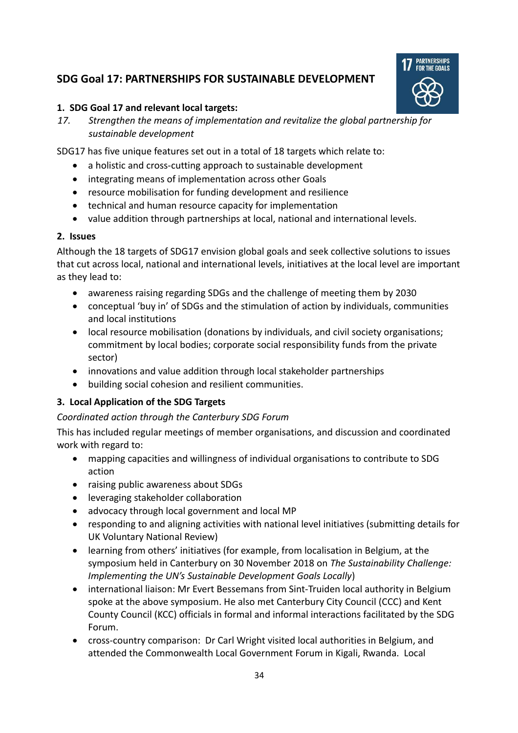## SDG Goal 17: PARTNERSHIPS FOR SUSTAINABLE DEVELOPMENT

**1. SDG Goal 17 and relevant local targets:**

*17. Strengthen the means of implementation and revitalize the global partnership for sustainable development*

SDG17 has five unique features set out in a total of 18 targets which relate to:

- a holistic and cross-cutting approach to sustainable development
- integrating means of implementation across other Goals
- resource mobilisation for funding development and resilience
- technical and human resource capacity for implementation
- value addition through partnerships at local, national and international levels.

**2. Issues**

Although the 18 targets of SDG17 envision global goals and seek collective solutions to issues that cut across local, national and international levels, initiatives at the local level are important as they lead to:

- awareness raising regarding SDGs and the challenge of meeting them by 2030
- conceptual 'buy in' of SDGs and the stimulation of action by individuals, communities and local institutions
- local resource mobilisation (donations by individuals, and civil society organisations; commitment by local bodies; corporate social responsibility funds from the private sector)
- innovations and value addition through local stakeholder partnerships
- building social cohesion and resilient communities.

**3. Local Application of the SDG Targets**

*Coordinated action through the Canterbury SDG Forum*

This has included regular meetings of member organisations, and discussion and coordinated work with regard to:

- mapping capacities and willingness of individual organisations to contribute to SDG action
- raising public awareness about SDGs
- leveraging stakeholder collaboration
- advocacy through local government and local MP
- responding to and aligning activities with national level initiatives (submitting details for UK Voluntary National Review)
- learning from others' initiatives (for example, from localisation in Belgium, at the symposium held in Canterbury on 30 November 2018 on *The Sustainability Challenge: Implementing the UN's Sustainable Development Goals Locally*)
- international liaison: Mr Evert Bessemans from Sint-Truiden local authority in Belgium spoke at the above symposium. He also met Canterbury City Council (CCC) and Kent County Council (KCC) officials in formal and informal interactions facilitated by the SDG Forum.
- cross-country comparison: Dr Carl Wright visited local authorities in Belgium, and attended the Commonwealth Local Government Forum in Kigali, Rwanda. Local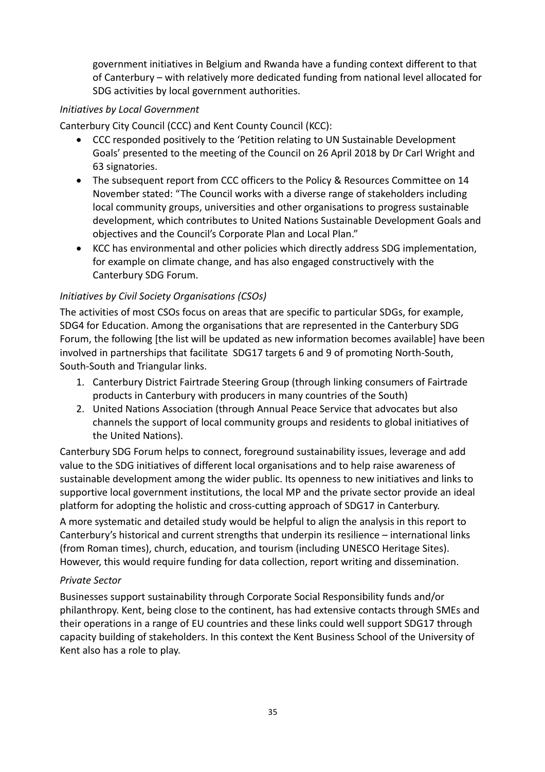government initiatives in Belgium and Rwanda have a funding context different to that of Canterbury – with relatively more dedicated funding from national level allocated for SDG activities by local government authorities.

*Initiatives by Local Government*

Canterbury City Council (CCC) and Kent County Council (KCC):

- CCC responded positively to the 'Petition relating to UN Sustainable Development Goals' presented to the meeting of the Council on 26 April 2018 by Dr Carl Wright and 63 signatories.
- The subsequent report from CCC officers to the Policy & Resources Committee on 14 November stated: "The Council works with a diverse range of stakeholders including local community groups, universities and other organisations to progress sustainable development, which contributes to United Nations Sustainable Development Goals and objectives and the Council's Corporate Plan and Local Plan."
- KCC has environmental and other policies which directly address SDG implementation, for example on climate change, and has also engaged constructively with the Canterbury SDG Forum.

*Initiatives by Civil Society Organisations (CSOs)*

The activities of most CSOs focus on areas that are specific to particular SDGs, for example, SDG4 for Education. Among the organisations that are represented in the Canterbury SDG Forum, the following [the list will be updated as new information becomes available] have been involved in partnerships that facilitate SDG17 targets 6 and 9 of promoting North-South, South-South and Triangular links.

1. Canterbury District Fairtrade Steering Group (through linking consumers of Fairtrade products in Canterbury with producers in many countries of the South)
2. United Nations Association (through Annual Peace Service that advocates but also channels the support of local community groups and residents to global initiatives of the United Nations).

Canterbury SDG Forum helps to connect, foreground sustainability issues, leverage and add value to the SDG initiatives of different local organisations and to help raise awareness of sustainable development among the wider public. Its openness to new initiatives and links to supportive local government institutions, the local MP and the private sector provide an ideal platform for adopting the holistic and cross-cutting approach of SDG17 in Canterbury.

A more systematic and detailed study would be helpful to align the analysis in this report to Canterbury's historical and current strengths that underpin its resilience – international links (from Roman times), church, education, and tourism (including UNESCO Heritage Sites). However, this would require funding for data collection, report writing and dissemination.

*Private Sector*

Businesses support sustainability through Corporate Social Responsibility funds and/or philanthropy. Kent, being close to the continent, has had extensive contacts through SMEs and their operations in a range of EU countries and these links could well support SDG17 through capacity building of stakeholders. In this context the Kent Business School of the University of Kent also has a role to play.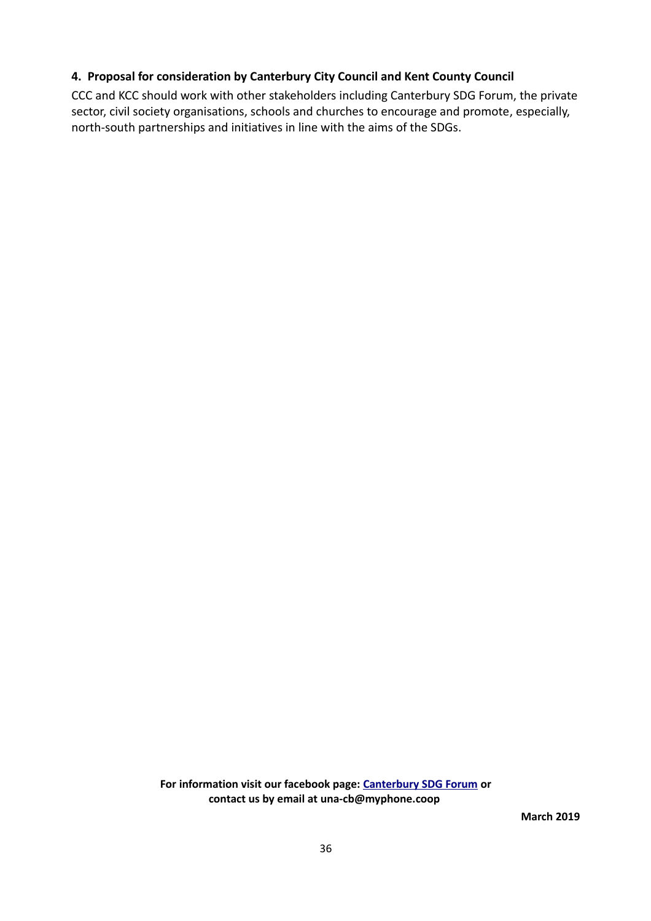### 4. Proposal for consideration by Canterbury City Council and Kent County Council

CCC and KCC should work with other stakeholders including Canterbury SDG Forum, the private sector, civil society organisations, schools and churches to encourage and promote, especially, north-south partnerships and initiatives in line with the aims of the SDGs.

**For information visit our facebook page: Canterbury SDG Forum or contact us by email at una-cb@myphone.coop**

**March 2019**